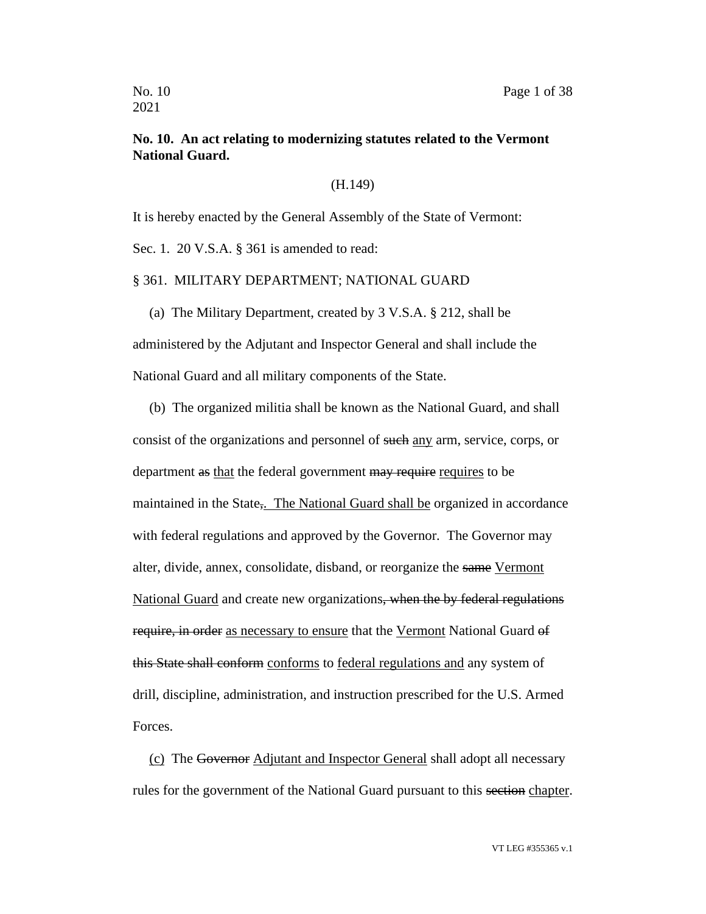**No. 10. An act relating to modernizing statutes related to the Vermont National Guard.**

(H.149)

It is hereby enacted by the General Assembly of the State of Vermont:

Sec. 1. 20 V.S.A. § 361 is amended to read:

§ 361. MILITARY DEPARTMENT; NATIONAL GUARD

(a) The Military Department, created by 3 V.S.A. § 212, shall be administered by the Adjutant and Inspector General and shall include the National Guard and all military components of the State.

(b) The organized militia shall be known as the National Guard, and shall consist of the organizations and personnel of ~~such~~ <u>any</u> arm, service, corps, or department ~~as~~ <u>that</u> the federal government ~~may require~~ <u>requires</u> to be maintained in the State~~,~~<u>. The National Guard shall be</u> organized in accordance with federal regulations and approved by the Governor. The Governor may alter, divide, annex, consolidate, disband, or reorganize the ~~same~~ <u>Vermont National Guard</u> and create new organizations~~, when the by federal regulations require, in order~~ <u>as necessary to ensure</u> that the <u>Vermont</u> National Guard ~~of this State shall conform~~ <u>conforms</u> to <u>federal regulations and</u> any system of drill, discipline, administration, and instruction prescribed for the U.S. Armed Forces.

<u>(c)</u> The ~~Governor~~ <u>Adjutant and Inspector General</u> shall adopt all necessary rules for the government of the National Guard pursuant to this ~~section~~ <u>chapter</u>.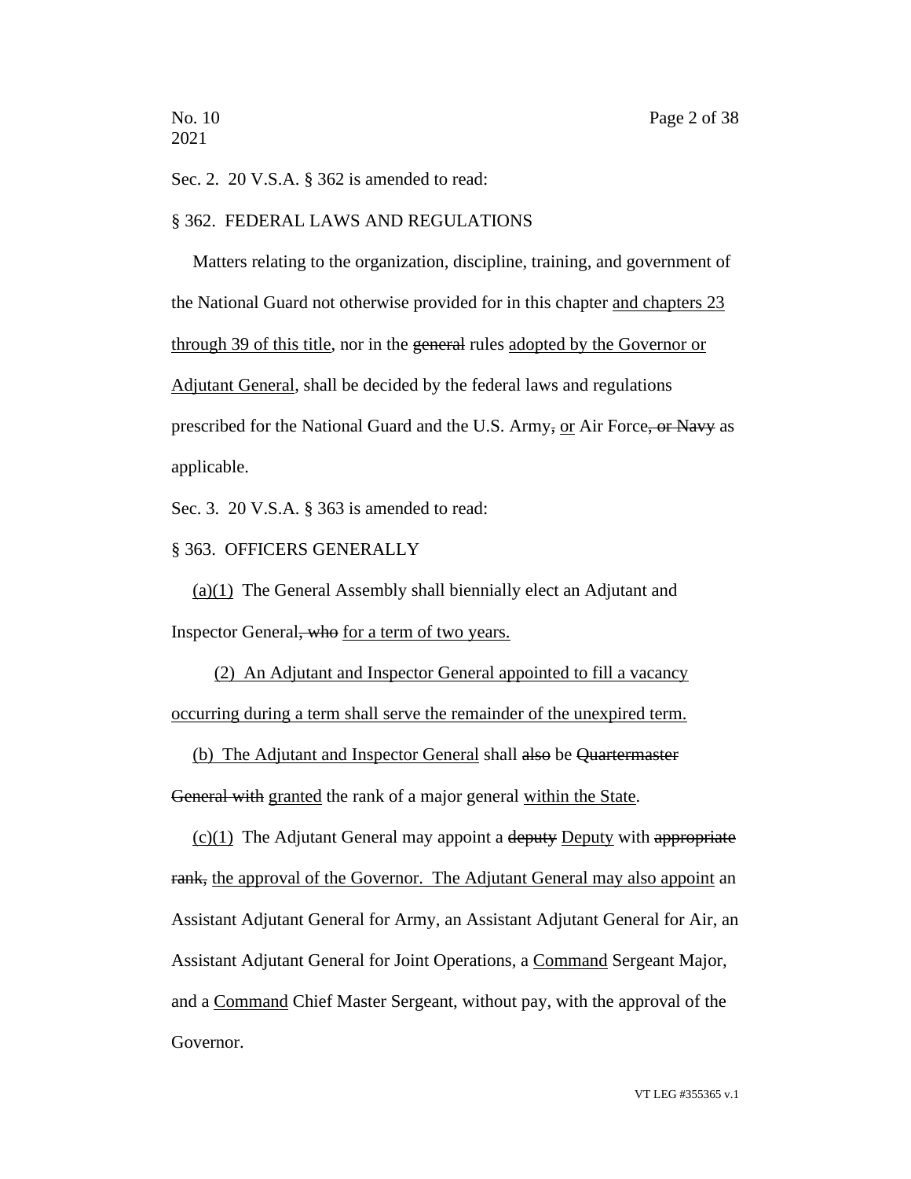Sec. 2. 20 V.S.A. § 362 is amended to read:

§ 362. FEDERAL LAWS AND REGULATIONS

Matters relating to the organization, discipline, training, and government of the National Guard not otherwise provided for in this chapter <u>and chapters 23 through 39 of this title</u>, nor in the ~~general~~ rules <u>adopted by the Governor or Adjutant General</u>, shall be decided by the federal laws and regulations prescribed for the National Guard and the U.S. Army~~,~~ <u>or</u> Air Force~~, or Navy~~ as applicable.

Sec. 3. 20 V.S.A. § 363 is amended to read:

§ 363. OFFICERS GENERALLY

<u>(a)(1)</u> The General Assembly shall biennially elect an Adjutant and Inspector General~~, who~~ <u>for a term of two years.</u>

<u>(2) An Adjutant and Inspector General appointed to fill a vacancy occurring during a term shall serve the remainder of the unexpired term.</u>

<u>(b) The Adjutant and Inspector General</u> shall ~~also~~ be ~~Quartermaster General with~~ <u>granted</u> the rank of a major general <u>within the State</u>.

<u>(c)(1)</u> The Adjutant General may appoint a ~~deputy~~ <u>Deputy</u> with ~~appropriate rank,~~ <u>the approval of the Governor. The Adjutant General may also appoint</u> an Assistant Adjutant General for Army, an Assistant Adjutant General for Air, an Assistant Adjutant General for Joint Operations, a <u>Command</u> Sergeant Major, and a <u>Command</u> Chief Master Sergeant, without pay, with the approval of the Governor.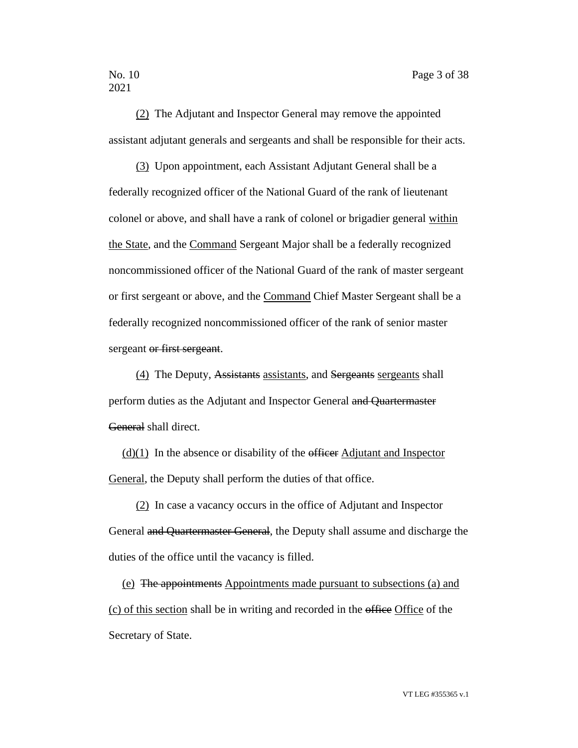<u>(2)</u> The Adjutant and Inspector General may remove the appointed assistant adjutant generals and sergeants and shall be responsible for their acts.

<u>(3)</u> Upon appointment, each Assistant Adjutant General shall be a federally recognized officer of the National Guard of the rank of lieutenant colonel or above, and shall have a rank of colonel or brigadier general <u>within the State</u>, and the <u>Command</u> Sergeant Major shall be a federally recognized noncommissioned officer of the National Guard of the rank of master sergeant or first sergeant or above, and the <u>Command</u> Chief Master Sergeant shall be a federally recognized noncommissioned officer of the rank of senior master sergeant ~~or first sergeant~~.

<u>(4)</u> The Deputy, ~~Assistants~~ <u>assistants</u>, and ~~Sergeants~~ <u>sergeants</u> shall perform duties as the Adjutant and Inspector General ~~and Quartermaster General~~ shall direct.

<u>(d)(1)</u> In the absence or disability of the ~~officer~~ <u>Adjutant and Inspector General</u>, the Deputy shall perform the duties of that office.

<u>(2)</u> In case a vacancy occurs in the office of Adjutant and Inspector General ~~and Quartermaster General~~, the Deputy shall assume and discharge the duties of the office until the vacancy is filled.

<u>(e)</u> ~~The appointments~~ <u>Appointments made pursuant to subsections (a) and (c) of this section</u> shall be in writing and recorded in the ~~office~~ <u>Office</u> of the Secretary of State.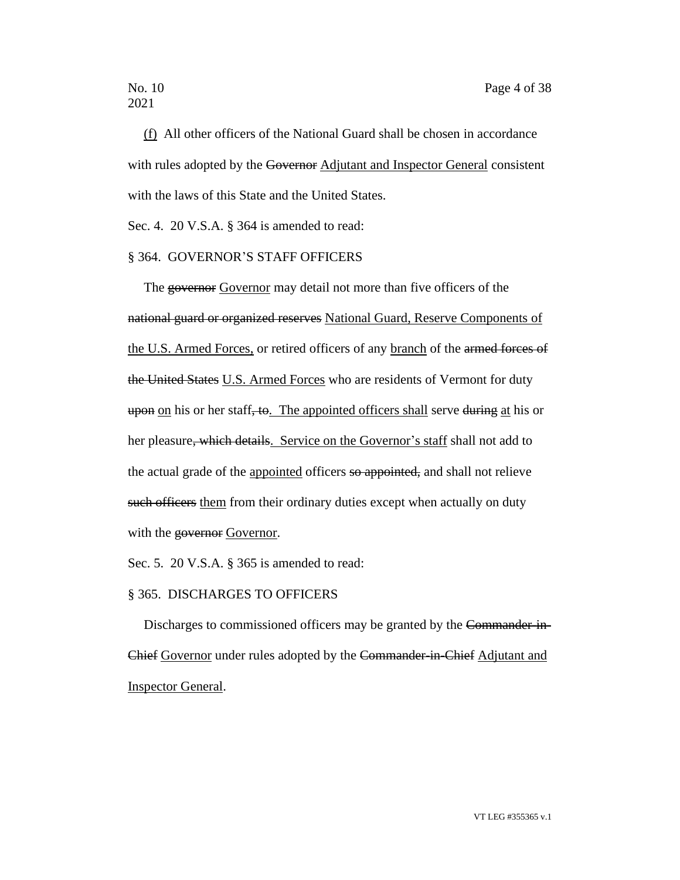<u>(f)</u> All other officers of the National Guard shall be chosen in accordance with rules adopted by the ~~Governor~~ <u>Adjutant and Inspector General</u> consistent with the laws of this State and the United States.

Sec. 4. 20 V.S.A. § 364 is amended to read:

§ 364. GOVERNOR'S STAFF OFFICERS

The ~~governor~~ <u>Governor</u> may detail not more than five officers of the ~~national guard or organized reserves~~ <u>National Guard, Reserve Components of the U.S. Armed Forces,</u> or retired officers of any <u>branch</u> of the ~~armed forces of the United States~~ <u>U.S. Armed Forces</u> who are residents of Vermont for duty ~~upon~~ <u>on</u> his or her staff~~, to~~<u>. The appointed officers shall</u> serve ~~during~~ <u>at</u> his or her pleasure~~, which details~~<u>. Service on the Governor's staff</u> shall not add to the actual grade of the <u>appointed</u> officers ~~so appointed,~~ and shall not relieve ~~such officers~~ <u>them</u> from their ordinary duties except when actually on duty with the ~~governor~~ <u>Governor</u>.

Sec. 5. 20 V.S.A. § 365 is amended to read:

§ 365. DISCHARGES TO OFFICERS

Discharges to commissioned officers may be granted by the ~~Commander-in-Chief~~ <u>Governor</u> under rules adopted by the ~~Commander-in-Chief~~ <u>Adjutant and Inspector General</u>.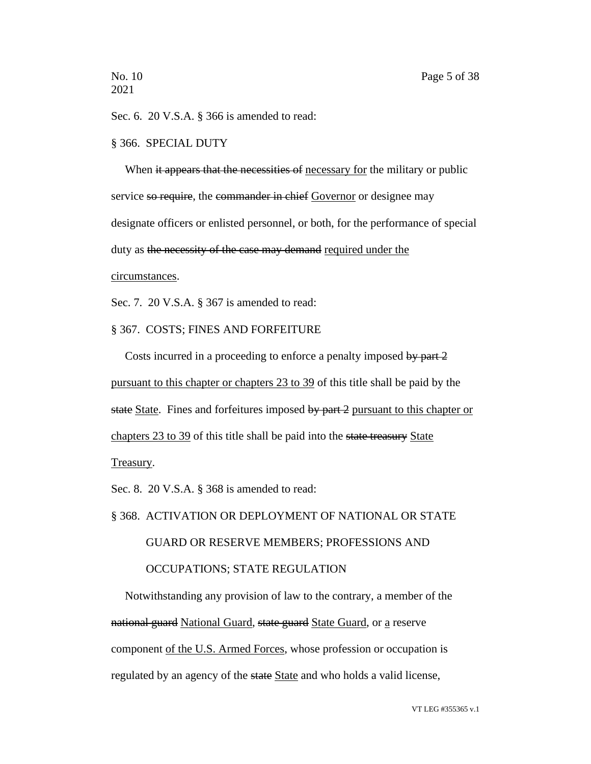Sec. 6. 20 V.S.A. § 366 is amended to read:

§ 366. SPECIAL DUTY

When ~~it appears that the necessities of~~ <u>necessary for</u> the military or public service ~~so require~~, the ~~commander in chief~~ <u>Governor</u> or designee may designate officers or enlisted personnel, or both, for the performance of special duty as ~~the necessity of the case may demand~~ <u>required under the circumstances</u>.

Sec. 7. 20 V.S.A. § 367 is amended to read:

§ 367. COSTS; FINES AND FORFEITURE

Costs incurred in a proceeding to enforce a penalty imposed ~~by part 2~~ <u>pursuant to this chapter or chapters 23 to 39</u> of this title shall be paid by the ~~state~~ <u>State</u>. Fines and forfeitures imposed ~~by part 2~~ <u>pursuant to this chapter or chapters 23 to 39</u> of this title shall be paid into the ~~state treasury~~ <u>State Treasury</u>.

Sec. 8. 20 V.S.A. § 368 is amended to read:

§ 368. ACTIVATION OR DEPLOYMENT OF NATIONAL OR STATE GUARD OR RESERVE MEMBERS; PROFESSIONS AND OCCUPATIONS; STATE REGULATION

Notwithstanding any provision of law to the contrary, a member of the ~~national guard~~ <u>National Guard</u>, ~~state guard~~ <u>State Guard</u>, or <u>a</u> reserve component <u>of the U.S. Armed Forces</u>, whose profession or occupation is regulated by an agency of the ~~state~~ <u>State</u> and who holds a valid license,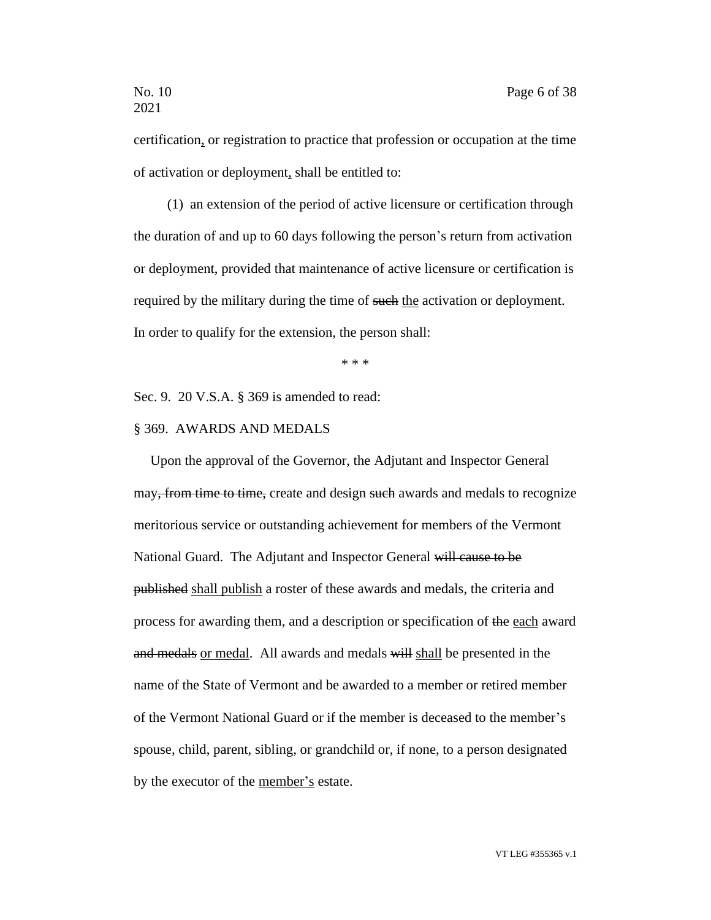certification<u>,</u> or registration to practice that profession or occupation at the time of activation or deployment<u>,</u> shall be entitled to:

(1) an extension of the period of active licensure or certification through the duration of and up to 60 days following the person's return from activation or deployment, provided that maintenance of active licensure or certification is required by the military during the time of ~~such~~ <u>the</u> activation or deployment. In order to qualify for the extension, the person shall:

\* \* \*

Sec. 9. 20 V.S.A. § 369 is amended to read:

§ 369. AWARDS AND MEDALS

Upon the approval of the Governor, the Adjutant and Inspector General may~~, from time to time,~~ create and design ~~such~~ awards and medals to recognize meritorious service or outstanding achievement for members of the Vermont National Guard. The Adjutant and Inspector General ~~will cause to be published~~ <u>shall publish</u> a roster of these awards and medals, the criteria and process for awarding them, and a description or specification of ~~the~~ <u>each</u> award ~~and medals~~ <u>or medal</u>. All awards and medals ~~will~~ <u>shall</u> be presented in the name of the State of Vermont and be awarded to a member or retired member of the Vermont National Guard or if the member is deceased to the member's spouse, child, parent, sibling, or grandchild or, if none, to a person designated by the executor of the <u>member's</u> estate.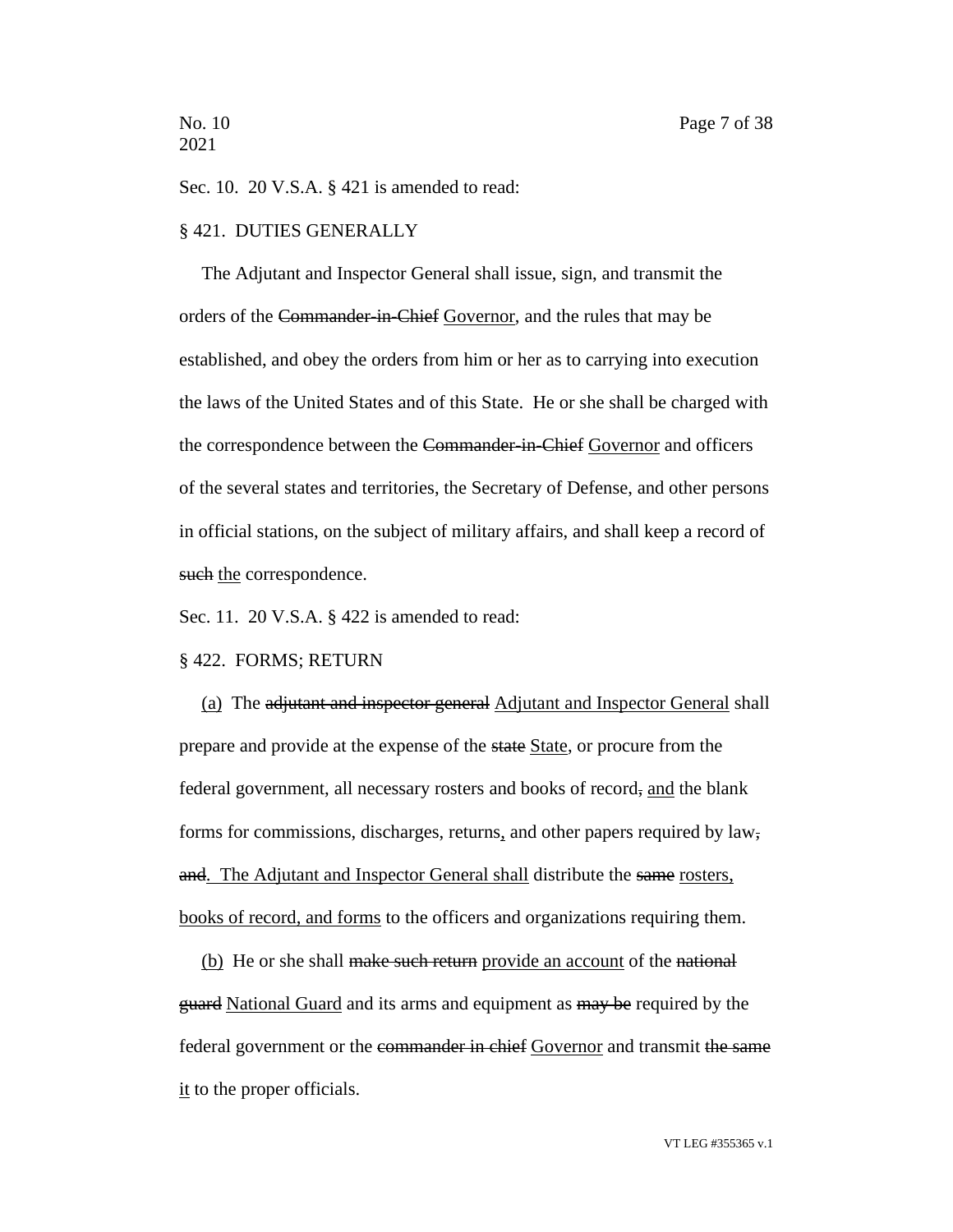Sec. 10. 20 V.S.A. § 421 is amended to read:

§ 421. DUTIES GENERALLY

The Adjutant and Inspector General shall issue, sign, and transmit the orders of the ~~Commander-in-Chief~~ <u>Governor</u>, and the rules that may be established, and obey the orders from him or her as to carrying into execution the laws of the United States and of this State. He or she shall be charged with the correspondence between the ~~Commander-in-Chief~~ <u>Governor</u> and officers of the several states and territories, the Secretary of Defense, and other persons in official stations, on the subject of military affairs, and shall keep a record of ~~such~~ <u>the</u> correspondence.

Sec. 11. 20 V.S.A. § 422 is amended to read:

§ 422. FORMS; RETURN

<u>(a)</u> The ~~adjutant and inspector general~~ <u>Adjutant and Inspector General</u> shall prepare and provide at the expense of the ~~state~~ <u>State</u>, or procure from the federal government, all necessary rosters and books of record~~,~~ <u>and</u> the blank forms for commissions, discharges, returns<u>,</u> and other papers required by law~~, and~~<u>. The Adjutant and Inspector General shall</u> distribute the ~~same~~ <u>rosters, books of record, and forms</u> to the officers and organizations requiring them.

<u>(b)</u> He or she shall ~~make such return~~ <u>provide an account</u> of the ~~national guard~~ <u>National Guard</u> and its arms and equipment as ~~may be~~ required by the federal government or the ~~commander in chief~~ <u>Governor</u> and transmit ~~the same~~ <u>it</u> to the proper officials.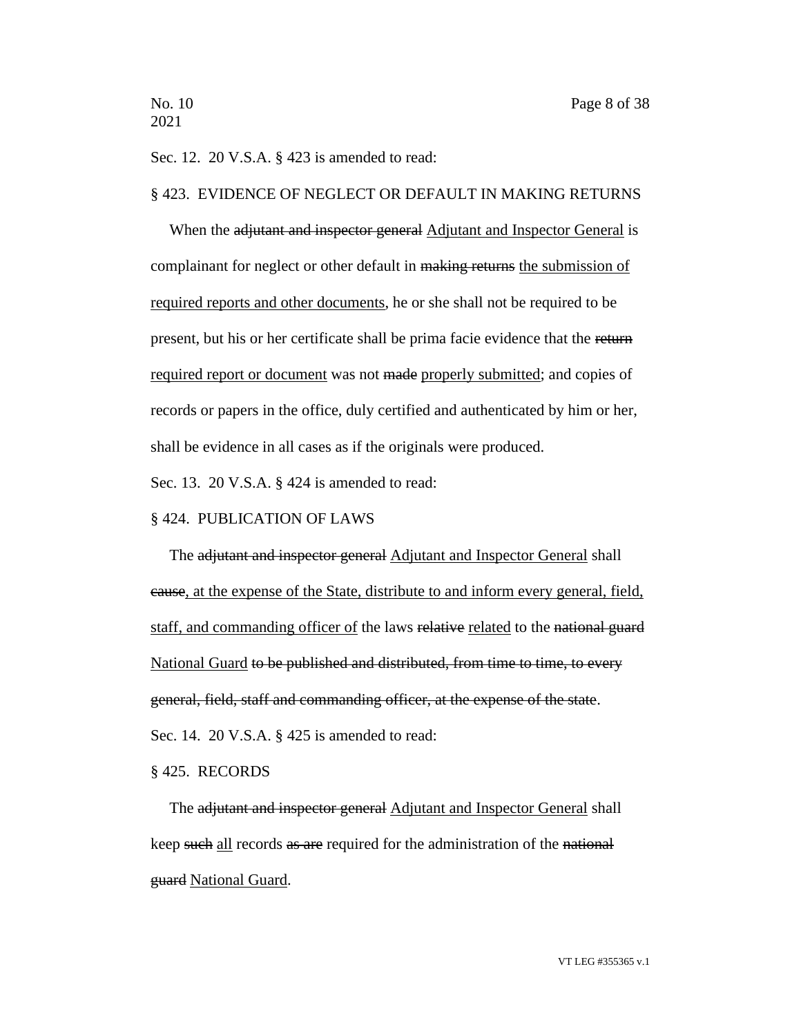Sec. 12. 20 V.S.A. § 423 is amended to read:

§ 423. EVIDENCE OF NEGLECT OR DEFAULT IN MAKING RETURNS

When the ~~adjutant and inspector general~~ Adjutant and Inspector General is complainant for neglect or other default in ~~making returns~~ the submission of required reports and other documents, he or she shall not be required to be present, but his or her certificate shall be prima facie evidence that the ~~return~~ required report or document was not ~~made~~ properly submitted; and copies of records or papers in the office, duly certified and authenticated by him or her, shall be evidence in all cases as if the originals were produced.

Sec. 13. 20 V.S.A. § 424 is amended to read:

§ 424. PUBLICATION OF LAWS

The ~~adjutant and inspector general~~ Adjutant and Inspector General shall ~~cause~~, at the expense of the State, distribute to and inform every general, field, staff, and commanding officer of the laws ~~relative~~ related to the ~~national guard~~ National Guard ~~to be published and distributed, from time to time, to every general, field, staff and commanding officer, at the expense of the state~~.

Sec. 14. 20 V.S.A. § 425 is amended to read:

§ 425. RECORDS

The ~~adjutant and inspector general~~ Adjutant and Inspector General shall keep ~~such~~ all records ~~as are~~ required for the administration of the ~~national guard~~ National Guard.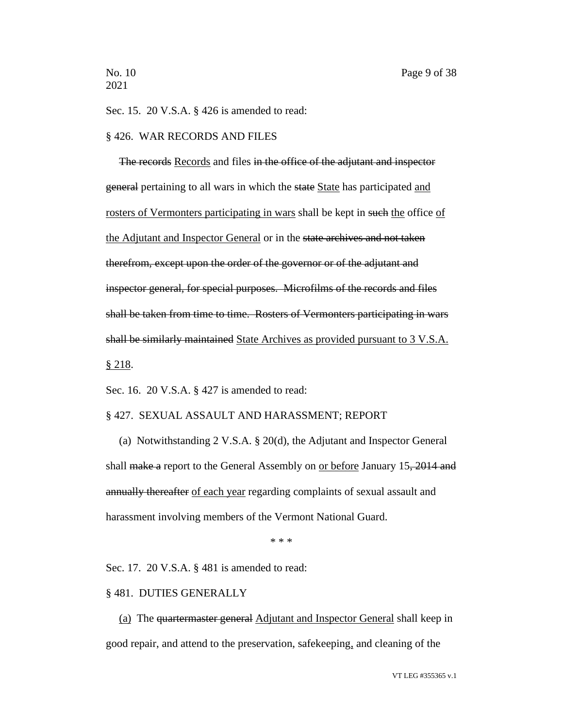Sec. 15. 20 V.S.A. § 426 is amended to read:

§ 426. WAR RECORDS AND FILES

~~The records~~ <u>Records</u> and files ~~in the office of the adjutant and inspector general~~ pertaining to all wars in which the ~~state~~ <u>State</u> has participated <u>and rosters of Vermonters participating in wars</u> shall be kept in ~~such~~ <u>the</u> office <u>of the Adjutant and Inspector General</u> or in the ~~state archives and not taken therefrom, except upon the order of the governor or of the adjutant and inspector general, for special purposes. Microfilms of the records and files shall be taken from time to time. Rosters of Vermonters participating in wars shall be similarly maintained~~ <u>State Archives as provided pursuant to 3 V.S.A. § 218</u>.

Sec. 16. 20 V.S.A. § 427 is amended to read:

§ 427. SEXUAL ASSAULT AND HARASSMENT; REPORT

(a) Notwithstanding 2 V.S.A. § 20(d), the Adjutant and Inspector General shall ~~make a~~ report to the General Assembly on <u>or before</u> January 15~~, 2014 and annually thereafter~~ <u>of each year</u> regarding complaints of sexual assault and harassment involving members of the Vermont National Guard.

\* \* \*

Sec. 17. 20 V.S.A. § 481 is amended to read:

§ 481. DUTIES GENERALLY

<u>(a)</u> The ~~quartermaster general~~ <u>Adjutant and Inspector General</u> shall keep in good repair, and attend to the preservation, safekeeping<u>,</u> and cleaning of the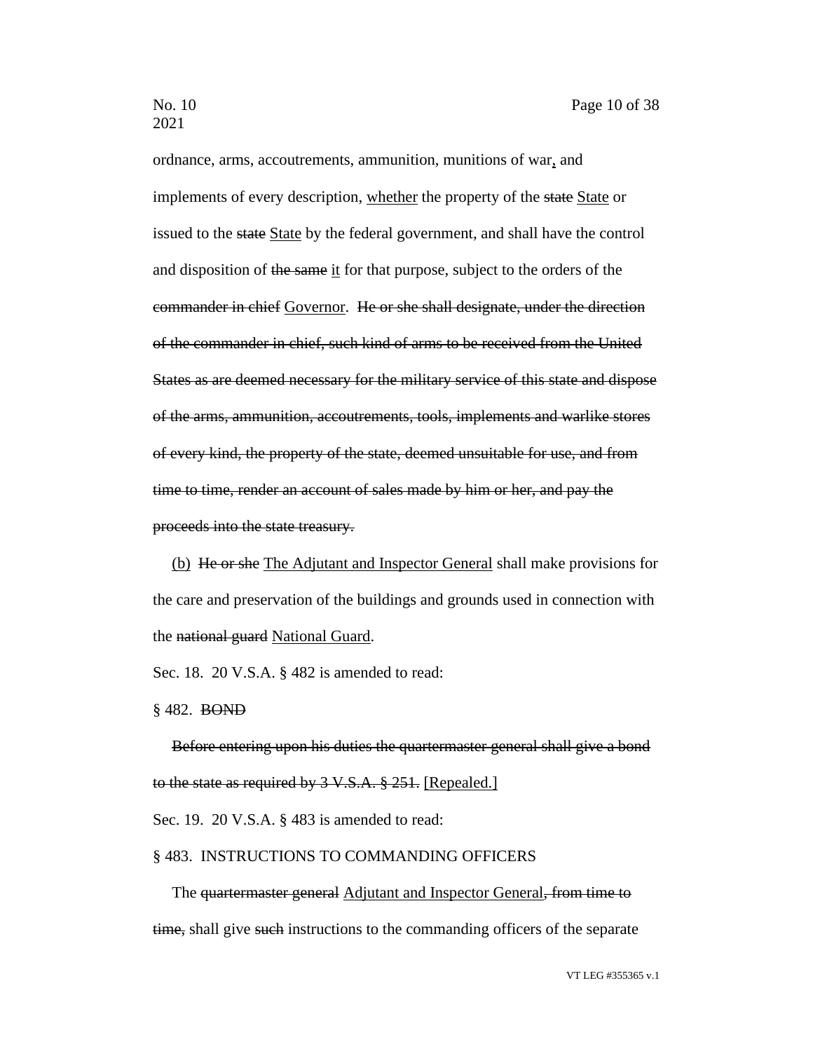ordnance, arms, accoutrements, ammunition, munitions of war, and implements of every description, whether the property of the ~~state~~ State or issued to the ~~state~~ State by the federal government, and shall have the control and disposition of ~~the same~~ it for that purpose, subject to the orders of the ~~commander in chief~~ Governor. ~~He or she shall designate, under the direction of the commander in chief, such kind of arms to be received from the United States as are deemed necessary for the military service of this state and dispose of the arms, ammunition, accoutrements, tools, implements and warlike stores of every kind, the property of the state, deemed unsuitable for use, and from time to time, render an account of sales made by him or her, and pay the proceeds into the state treasury.~~

(b) ~~He or she~~ The Adjutant and Inspector General shall make provisions for the care and preservation of the buildings and grounds used in connection with the ~~national guard~~ National Guard.

Sec. 18. 20 V.S.A. § 482 is amended to read:

§ 482. ~~BOND~~

~~Before entering upon his duties the quartermaster general shall give a bond to the state as required by 3 V.S.A. § 251.~~ [Repealed.]

Sec. 19. 20 V.S.A. § 483 is amended to read:

§ 483. INSTRUCTIONS TO COMMANDING OFFICERS

The ~~quartermaster general~~ Adjutant and Inspector General~~, from time to time,~~ shall give ~~such~~ instructions to the commanding officers of the separate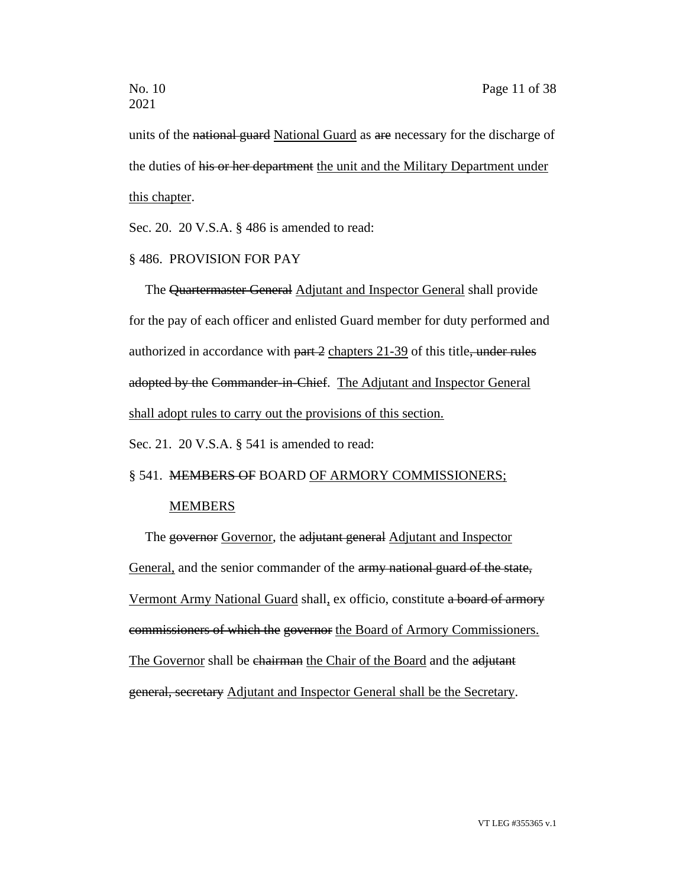units of the ~~national guard~~ <u>National Guard</u> as ~~are~~ necessary for the discharge of the duties of ~~his or her department~~ <u>the unit and the Military Department under this chapter</u>.

Sec. 20. 20 V.S.A. § 486 is amended to read:

§ 486. PROVISION FOR PAY

The ~~Quartermaster General~~ <u>Adjutant and Inspector General</u> shall provide for the pay of each officer and enlisted Guard member for duty performed and authorized in accordance with ~~part 2~~ <u>chapters 21-39</u> of this title~~, under rules adopted by the Commander-in-Chief~~. <u>The Adjutant and Inspector General shall adopt rules to carry out the provisions of this section.</u>

Sec. 21. 20 V.S.A. § 541 is amended to read:

§ 541. ~~MEMBERS OF~~ BOARD <u>OF ARMORY COMMISSIONERS; MEMBERS</u>

The ~~governor~~ <u>Governor</u>, the ~~adjutant general~~ <u>Adjutant and Inspector General,</u> and the senior commander of the ~~army national guard of the state,~~ <u>Vermont Army National Guard</u> shall<u>,</u> ex officio, constitute ~~a board of armory commissioners of which the governor~~ <u>the Board of Armory Commissioners. The Governor</u> shall be ~~chairman~~ <u>the Chair of the Board</u> and the ~~adjutant general, secretary~~ <u>Adjutant and Inspector General shall be the Secretary</u>.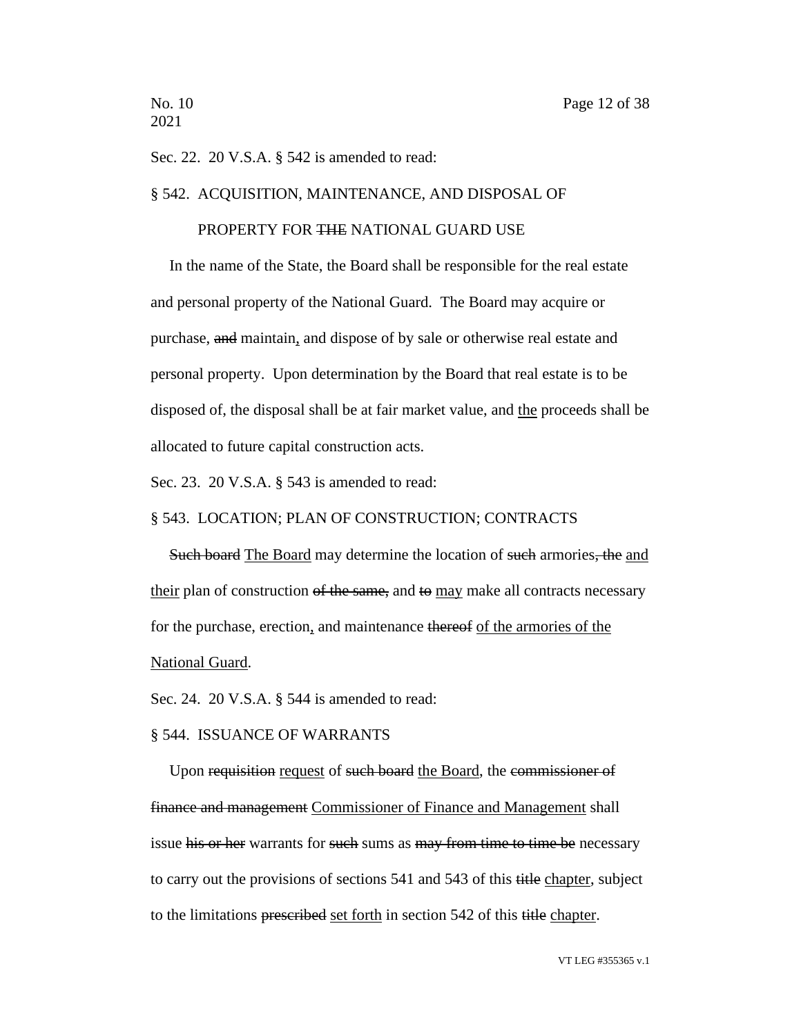Sec. 22. 20 V.S.A. § 542 is amended to read:

§ 542. ACQUISITION, MAINTENANCE, AND DISPOSAL OF PROPERTY FOR ~~THE~~ NATIONAL GUARD USE

In the name of the State, the Board shall be responsible for the real estate and personal property of the National Guard. The Board may acquire or purchase, ~~and~~ maintain<u>,</u> and dispose of by sale or otherwise real estate and personal property. Upon determination by the Board that real estate is to be disposed of, the disposal shall be at fair market value, and <u>the</u> proceeds shall be allocated to future capital construction acts.

Sec. 23. 20 V.S.A. § 543 is amended to read:

§ 543. LOCATION; PLAN OF CONSTRUCTION; CONTRACTS

~~Such board~~ <u>The Board</u> may determine the location of ~~such~~ armories~~, the~~ <u>and their</u> plan of construction ~~of the same,~~ and ~~to~~ <u>may</u> make all contracts necessary for the purchase, erection<u>,</u> and maintenance ~~thereof~~ <u>of the armories of the National Guard</u>.

Sec. 24. 20 V.S.A. § 544 is amended to read:

§ 544. ISSUANCE OF WARRANTS

Upon ~~requisition~~ <u>request</u> of ~~such board~~ <u>the Board</u>, the ~~commissioner of finance and management~~ <u>Commissioner of Finance and Management</u> shall issue ~~his or her~~ warrants for ~~such~~ sums as ~~may from time to time be~~ necessary to carry out the provisions of sections 541 and 543 of this ~~title~~ <u>chapter</u>, subject to the limitations ~~prescribed~~ <u>set forth</u> in section 542 of this ~~title~~ <u>chapter</u>.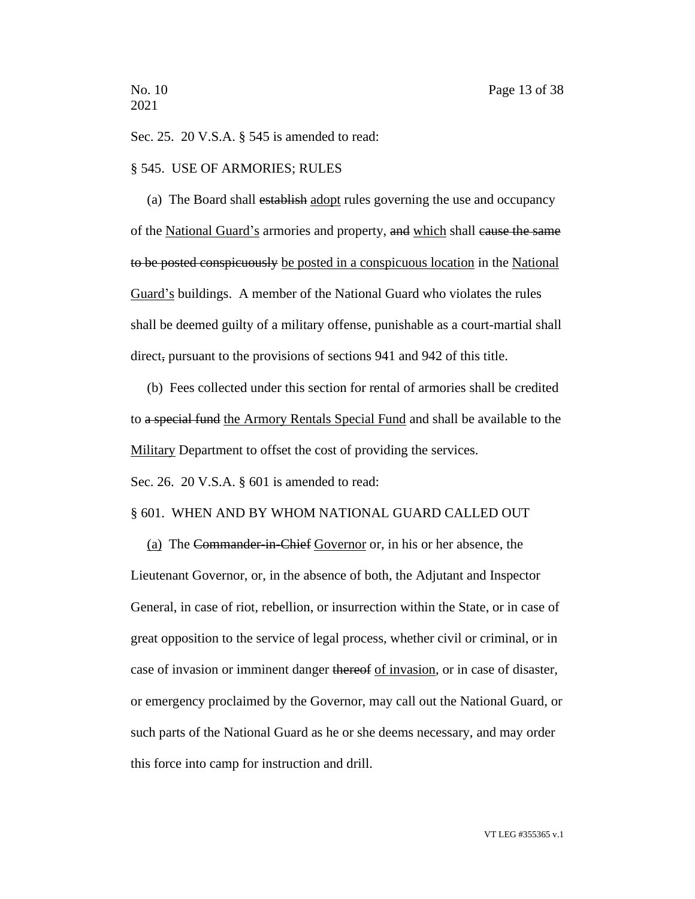Sec. 25. 20 V.S.A. § 545 is amended to read:

§ 545. USE OF ARMORIES; RULES

(a) The Board shall ~~establish~~ <u>adopt</u> rules governing the use and occupancy of the <u>National Guard's</u> armories and property, ~~and~~ <u>which</u> shall ~~cause the same to be posted conspicuously~~ <u>be posted in a conspicuous location</u> in the <u>National Guard's</u> buildings. A member of the National Guard who violates the rules shall be deemed guilty of a military offense, punishable as a court-martial shall direct~~,~~ pursuant to the provisions of sections 941 and 942 of this title.

(b) Fees collected under this section for rental of armories shall be credited to ~~a special fund~~ <u>the Armory Rentals Special Fund</u> and shall be available to the <u>Military</u> Department to offset the cost of providing the services.

Sec. 26. 20 V.S.A. § 601 is amended to read:

§ 601. WHEN AND BY WHOM NATIONAL GUARD CALLED OUT

<u>(a)</u> The ~~Commander-in-Chief~~ <u>Governor</u> or, in his or her absence, the Lieutenant Governor, or, in the absence of both, the Adjutant and Inspector General, in case of riot, rebellion, or insurrection within the State, or in case of great opposition to the service of legal process, whether civil or criminal, or in case of invasion or imminent danger ~~thereof~~ <u>of invasion</u>, or in case of disaster, or emergency proclaimed by the Governor, may call out the National Guard, or such parts of the National Guard as he or she deems necessary, and may order this force into camp for instruction and drill.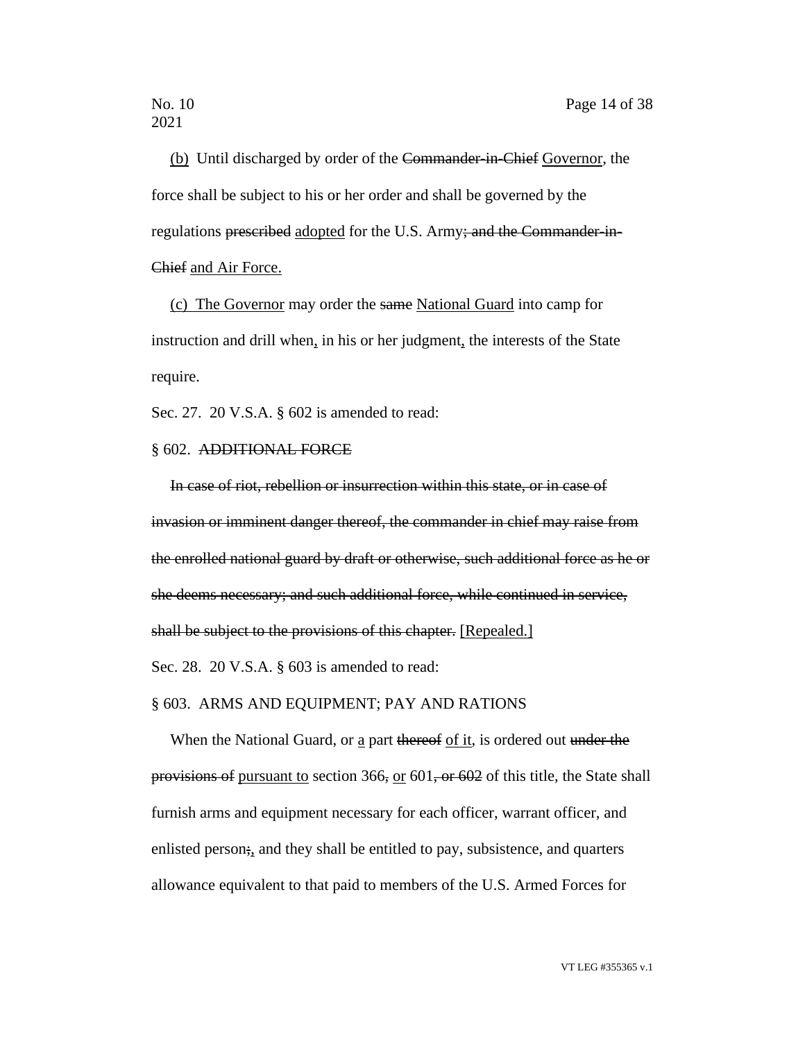<u>(b)</u> Until discharged by order of the ~~Commander-in-Chief~~ <u>Governor</u>, the force shall be subject to his or her order and shall be governed by the regulations ~~prescribed~~ <u>adopted</u> for the U.S. Army~~; and the Commander-in-Chief~~ <u>and Air Force.</u>

<u>(c) The Governor</u> may order the ~~same~~ <u>National Guard</u> into camp for instruction and drill when<u>,</u> in his or her judgment<u>,</u> the interests of the State require.

Sec. 27. 20 V.S.A. § 602 is amended to read:

§ 602. ~~ADDITIONAL FORCE~~

~~In case of riot, rebellion or insurrection within this state, or in case of invasion or imminent danger thereof, the commander in chief may raise from the enrolled national guard by draft or otherwise, such additional force as he or she deems necessary; and such additional force, while continued in service, shall be subject to the provisions of this chapter.~~ <u>[Repealed.]</u>

Sec. 28. 20 V.S.A. § 603 is amended to read:

§ 603. ARMS AND EQUIPMENT; PAY AND RATIONS

When the National Guard, or <u>a</u> part ~~thereof~~ <u>of it</u>, is ordered out ~~under the provisions of~~ <u>pursuant to</u> section 366~~,~~ <u>or</u> 601~~, or 602~~ of this title, the State shall furnish arms and equipment necessary for each officer, warrant officer, and enlisted person~~;~~<u>,</u> and they shall be entitled to pay, subsistence, and quarters allowance equivalent to that paid to members of the U.S. Armed Forces for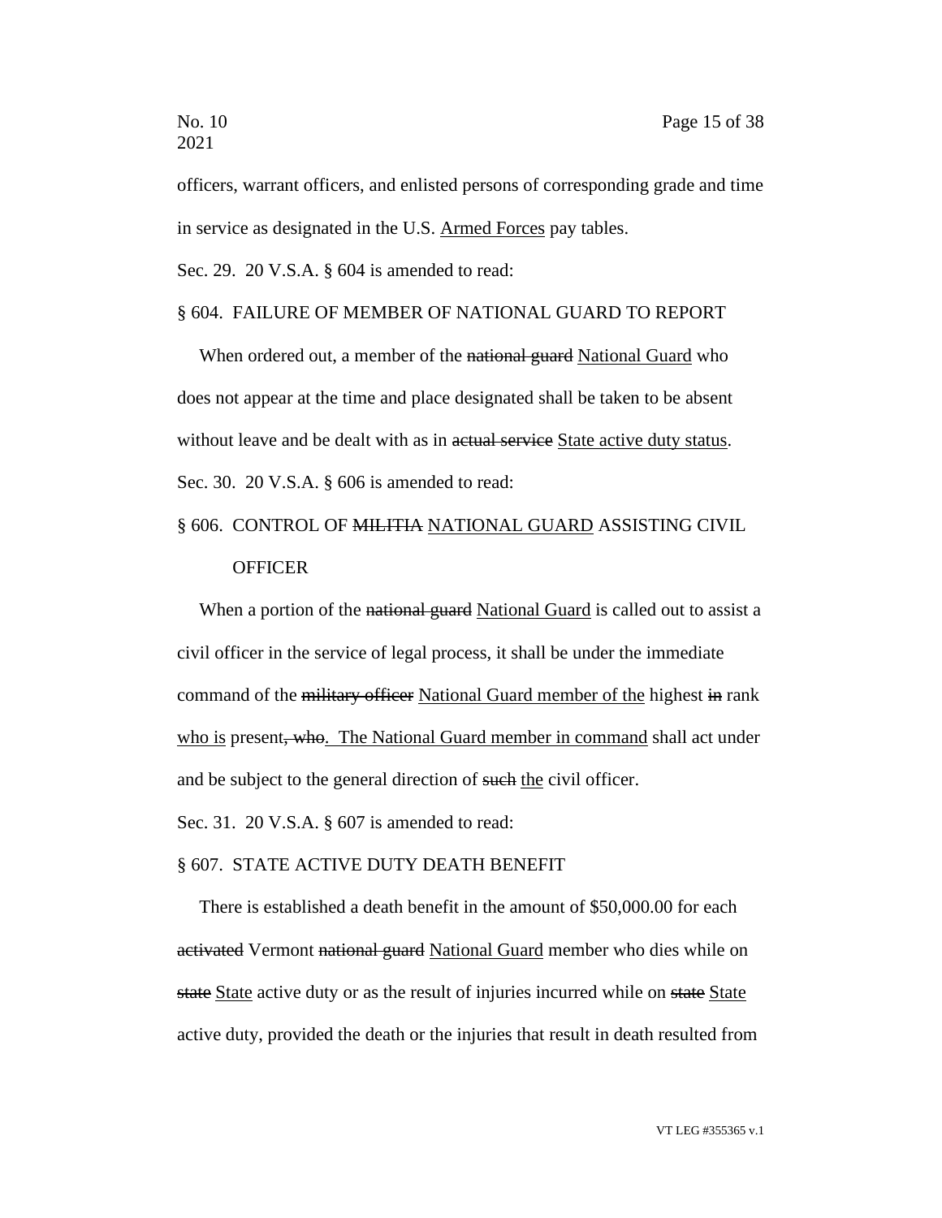officers, warrant officers, and enlisted persons of corresponding grade and time in service as designated in the U.S. <u>Armed Forces</u> pay tables.

Sec. 29. 20 V.S.A. § 604 is amended to read:

§ 604. FAILURE OF MEMBER OF NATIONAL GUARD TO REPORT

When ordered out, a member of the ~~national guard~~ <u>National Guard</u> who does not appear at the time and place designated shall be taken to be absent without leave and be dealt with as in ~~actual service~~ <u>State active duty status</u>.

Sec. 30. 20 V.S.A. § 606 is amended to read:

§ 606. CONTROL OF ~~MILITIA~~ <u>NATIONAL GUARD</u> ASSISTING CIVIL OFFICER

When a portion of the ~~national guard~~ <u>National Guard</u> is called out to assist a civil officer in the service of legal process, it shall be under the immediate command of the ~~military officer~~ <u>National Guard member of the</u> highest ~~in~~ rank <u>who is</u> present~~, who~~<u>. The National Guard member in command</u> shall act under and be subject to the general direction of ~~such~~ <u>the</u> civil officer.

Sec. 31. 20 V.S.A. § 607 is amended to read:

§ 607. STATE ACTIVE DUTY DEATH BENEFIT

There is established a death benefit in the amount of $50,000.00 for each ~~activated~~ Vermont ~~national guard~~ <u>National Guard</u> member who dies while on ~~state~~ <u>State</u> active duty or as the result of injuries incurred while on ~~state~~ <u>State</u> active duty, provided the death or the injuries that result in death resulted from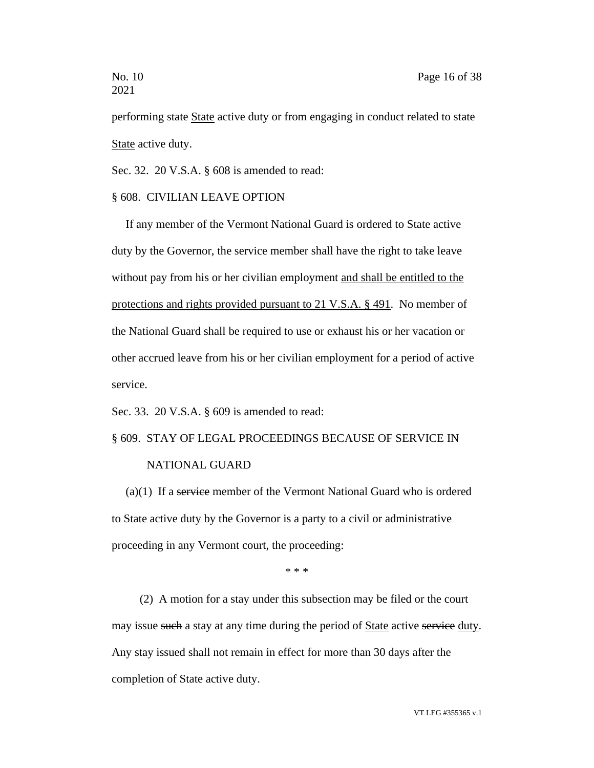performing ~~state~~ <u>State</u> active duty or from engaging in conduct related to ~~state~~ <u>State</u> active duty.

Sec. 32. 20 V.S.A. § 608 is amended to read:

§ 608. CIVILIAN LEAVE OPTION

If any member of the Vermont National Guard is ordered to State active duty by the Governor, the service member shall have the right to take leave without pay from his or her civilian employment <u>and shall be entitled to the protections and rights provided pursuant to 21 V.S.A. § 491</u>. No member of the National Guard shall be required to use or exhaust his or her vacation or other accrued leave from his or her civilian employment for a period of active service.

Sec. 33. 20 V.S.A. § 609 is amended to read:

§ 609. STAY OF LEGAL PROCEEDINGS BECAUSE OF SERVICE IN NATIONAL GUARD

(a)(1) If a ~~service~~ member of the Vermont National Guard who is ordered to State active duty by the Governor is a party to a civil or administrative proceeding in any Vermont court, the proceeding:

\* \* \*

(2) A motion for a stay under this subsection may be filed or the court may issue ~~such~~ a stay at any time during the period of <u>State</u> active ~~service~~ <u>duty</u>. Any stay issued shall not remain in effect for more than 30 days after the completion of State active duty.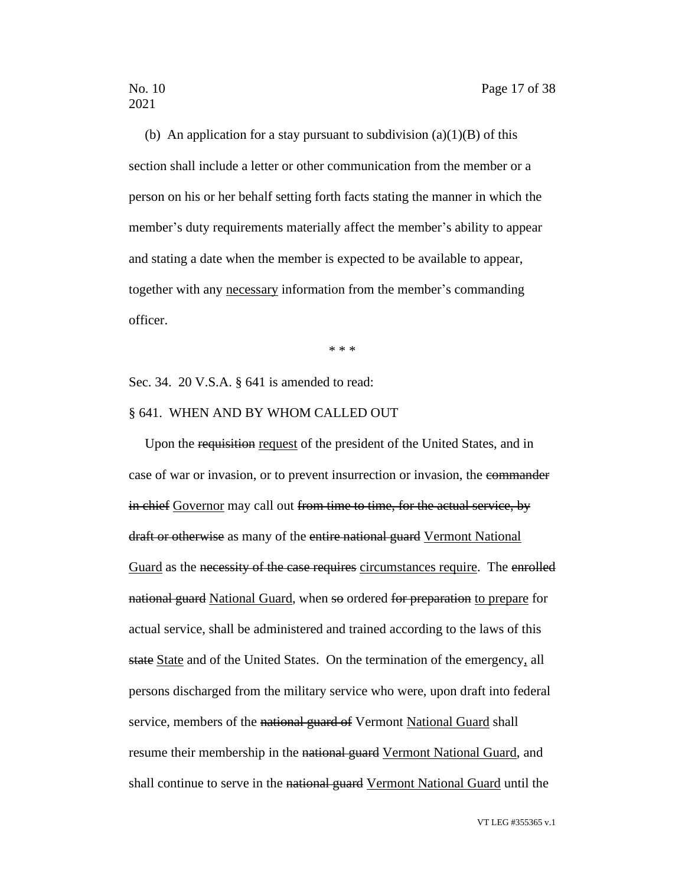(b) An application for a stay pursuant to subdivision (a)(1)(B) of this section shall include a letter or other communication from the member or a person on his or her behalf setting forth facts stating the manner in which the member's duty requirements materially affect the member's ability to appear and stating a date when the member is expected to be available to appear, together with any <u>necessary</u> information from the member's commanding officer.

\* \* \*

Sec. 34. 20 V.S.A. § 641 is amended to read:

§ 641. WHEN AND BY WHOM CALLED OUT

Upon the ~~requisition~~ <u>request</u> of the president of the United States, and in case of war or invasion, or to prevent insurrection or invasion, the ~~commander in chief~~ <u>Governor</u> may call out ~~from time to time, for the actual service, by draft or otherwise~~ as many of the ~~entire national guard~~ <u>Vermont National Guard</u> as the ~~necessity of the case requires~~ <u>circumstances require</u>. The ~~enrolled national guard~~ <u>National Guard</u>, when ~~so~~ ordered ~~for preparation~~ <u>to prepare</u> for actual service, shall be administered and trained according to the laws of this ~~state~~ <u>State</u> and of the United States. On the termination of the emergency<u>,</u> all persons discharged from the military service who were, upon draft into federal service, members of the ~~national guard of~~ Vermont <u>National Guard</u> shall resume their membership in the ~~national guard~~ <u>Vermont National Guard</u>, and shall continue to serve in the ~~national guard~~ <u>Vermont National Guard</u> until the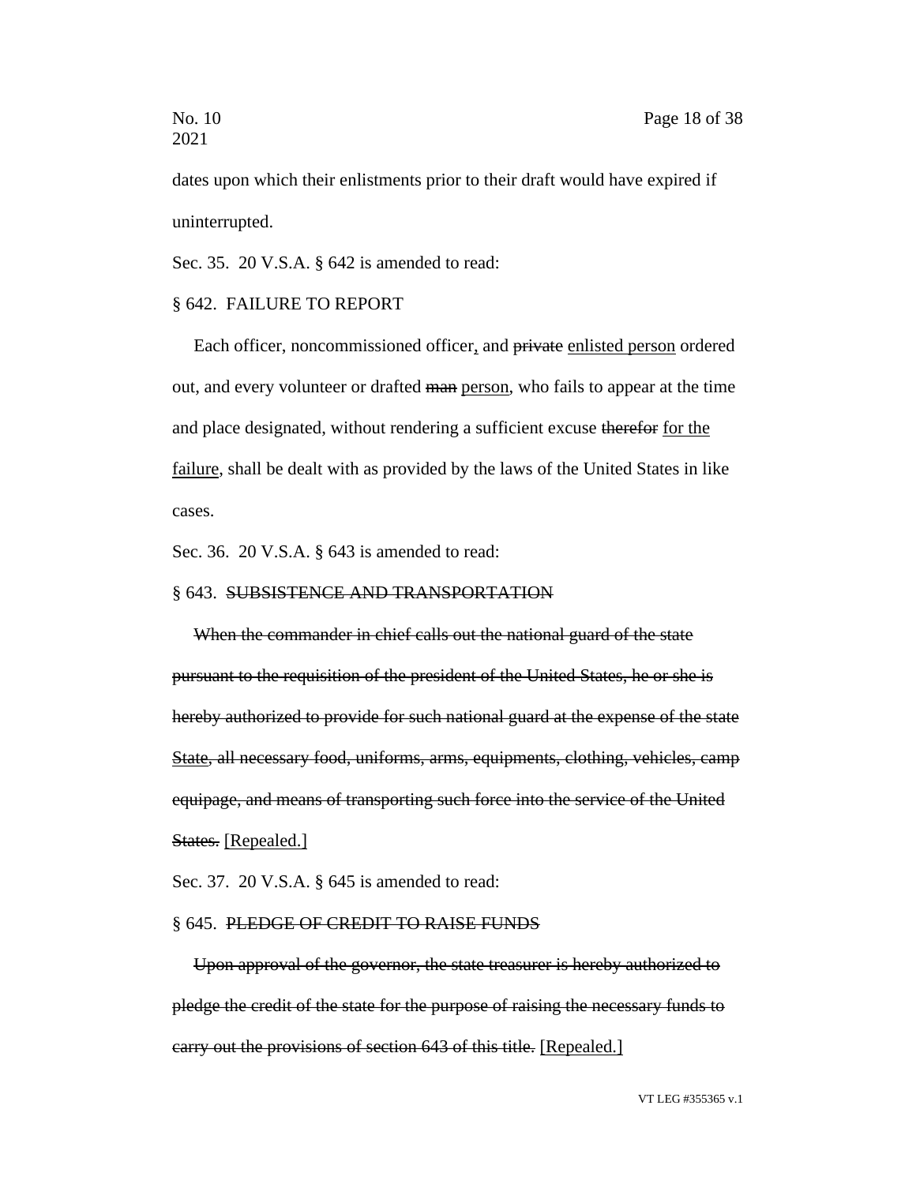dates upon which their enlistments prior to their draft would have expired if uninterrupted.

Sec. 35. 20 V.S.A. § 642 is amended to read:

§ 642. FAILURE TO REPORT

Each officer, noncommissioned officer, and ~~private~~ enlisted person ordered out, and every volunteer or drafted ~~man~~ person, who fails to appear at the time and place designated, without rendering a sufficient excuse ~~therefor~~ for the failure, shall be dealt with as provided by the laws of the United States in like cases.

Sec. 36. 20 V.S.A. § 643 is amended to read:

§ 643. ~~SUBSISTENCE AND TRANSPORTATION~~

~~When the commander in chief calls out the national guard of the state pursuant to the requisition of the president of the United States, he or she is hereby authorized to provide for such national guard at the expense of the state State, all necessary food, uniforms, arms, equipments, clothing, vehicles, camp equipage, and means of transporting such force into the service of the United States.~~ [Repealed.]

Sec. 37. 20 V.S.A. § 645 is amended to read:

§ 645. ~~PLEDGE OF CREDIT TO RAISE FUNDS~~

~~Upon approval of the governor, the state treasurer is hereby authorized to pledge the credit of the state for the purpose of raising the necessary funds to carry out the provisions of section 643 of this title.~~ [Repealed.]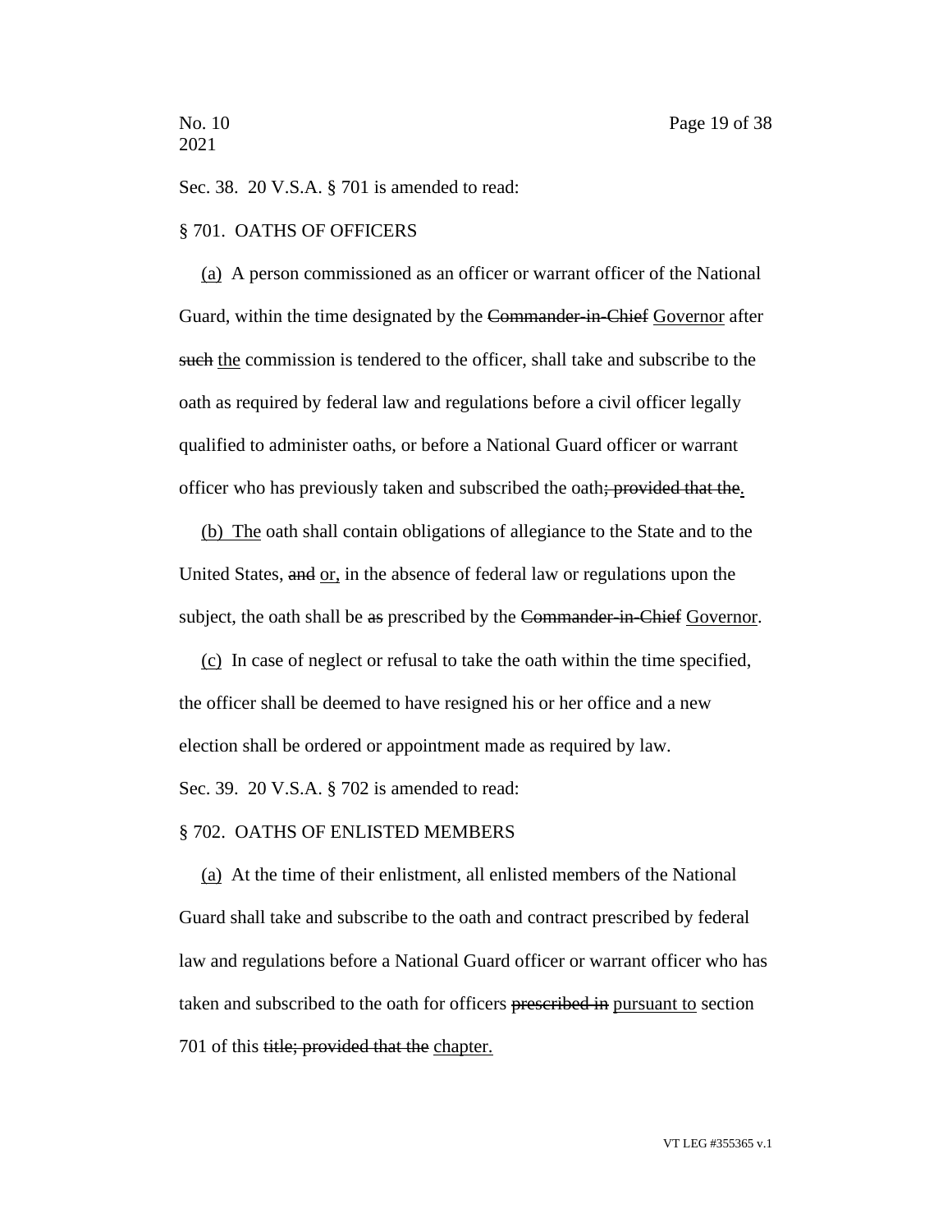Sec. 38. 20 V.S.A. § 701 is amended to read:

§ 701. OATHS OF OFFICERS

(a) A person commissioned as an officer or warrant officer of the National Guard, within the time designated by the ~~Commander-in-Chief~~ Governor after ~~such~~ the commission is tendered to the officer, shall take and subscribe to the oath as required by federal law and regulations before a civil officer legally qualified to administer oaths, or before a National Guard officer or warrant officer who has previously taken and subscribed the oath~~; provided that the~~.

(b) The oath shall contain obligations of allegiance to the State and to the United States, ~~and~~ or, in the absence of federal law or regulations upon the subject, the oath shall be ~~as~~ prescribed by the ~~Commander-in-Chief~~ Governor.

(c) In case of neglect or refusal to take the oath within the time specified, the officer shall be deemed to have resigned his or her office and a new election shall be ordered or appointment made as required by law.

Sec. 39. 20 V.S.A. § 702 is amended to read:

§ 702. OATHS OF ENLISTED MEMBERS

(a) At the time of their enlistment, all enlisted members of the National Guard shall take and subscribe to the oath and contract prescribed by federal law and regulations before a National Guard officer or warrant officer who has taken and subscribed to the oath for officers ~~prescribed in~~ pursuant to section 701 of this ~~title; provided that the~~ chapter.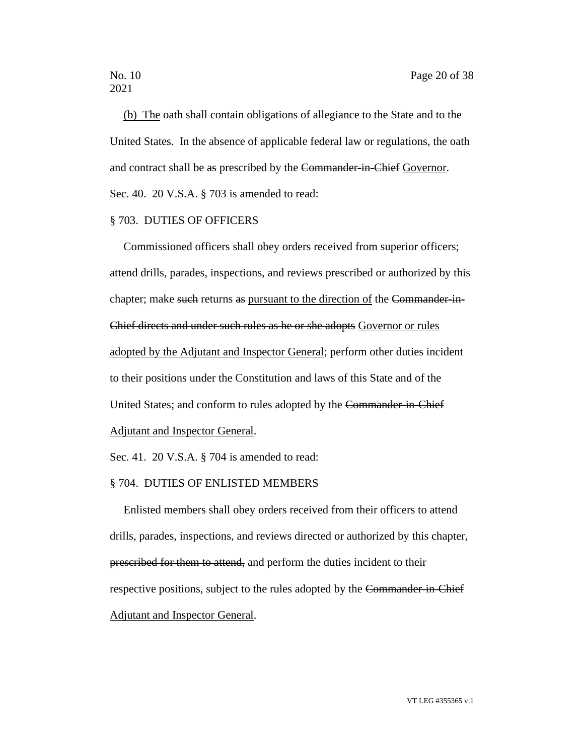<u>(b) The</u> oath shall contain obligations of allegiance to the State and to the United States. In the absence of applicable federal law or regulations, the oath and contract shall be ~~as~~ prescribed by the ~~Commander-in-Chief~~ <u>Governor</u>.

Sec. 40. 20 V.S.A. § 703 is amended to read:

§ 703. DUTIES OF OFFICERS

Commissioned officers shall obey orders received from superior officers; attend drills, parades, inspections, and reviews prescribed or authorized by this chapter; make ~~such~~ returns ~~as~~ <u>pursuant to the direction of</u> the ~~Commander-in-Chief directs and under such rules as he or she adopts~~ <u>Governor or rules adopted by the Adjutant and Inspector General</u>; perform other duties incident to their positions under the Constitution and laws of this State and of the United States; and conform to rules adopted by the ~~Commander-in-Chief~~ <u>Adjutant and Inspector General</u>.

Sec. 41. 20 V.S.A. § 704 is amended to read:

§ 704. DUTIES OF ENLISTED MEMBERS

Enlisted members shall obey orders received from their officers to attend drills, parades, inspections, and reviews directed or authorized by this chapter, ~~prescribed for them to attend,~~ and perform the duties incident to their respective positions, subject to the rules adopted by the ~~Commander-in-Chief~~ <u>Adjutant and Inspector General</u>.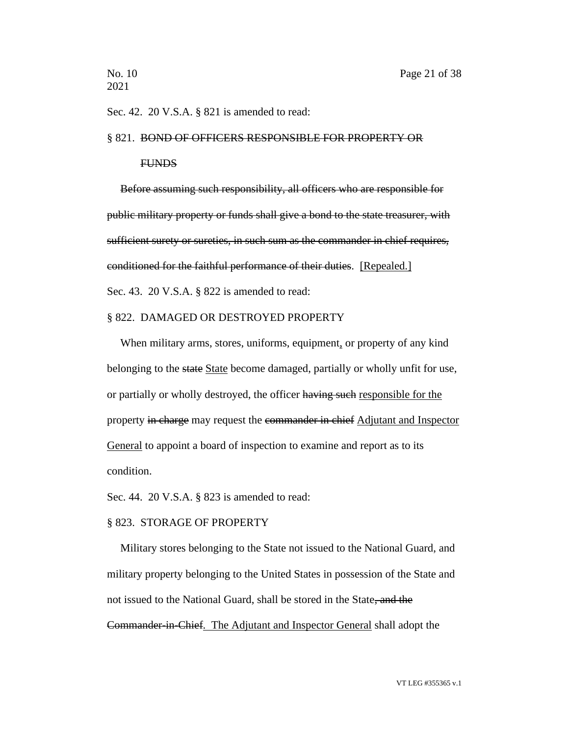Sec. 42. 20 V.S.A. § 821 is amended to read:

§ 821. ~~BOND OF OFFICERS RESPONSIBLE FOR PROPERTY OR FUNDS~~

~~Before assuming such responsibility, all officers who are responsible for public military property or funds shall give a bond to the state treasurer, with sufficient surety or sureties, in such sum as the commander in chief requires, conditioned for the faithful performance of their duties~~. [Repealed.]

Sec. 43. 20 V.S.A. § 822 is amended to read:

§ 822. DAMAGED OR DESTROYED PROPERTY

When military arms, stores, uniforms, equipment, or property of any kind belonging to the ~~state~~ State become damaged, partially or wholly unfit for use, or partially or wholly destroyed, the officer ~~having such~~ responsible for the property ~~in charge~~ may request the ~~commander in chief~~ Adjutant and Inspector General to appoint a board of inspection to examine and report as to its condition.

Sec. 44. 20 V.S.A. § 823 is amended to read:

§ 823. STORAGE OF PROPERTY

Military stores belonging to the State not issued to the National Guard, and military property belonging to the United States in possession of the State and not issued to the National Guard, shall be stored in the State~~, and the Commander-in-Chief~~. The Adjutant and Inspector General shall adopt the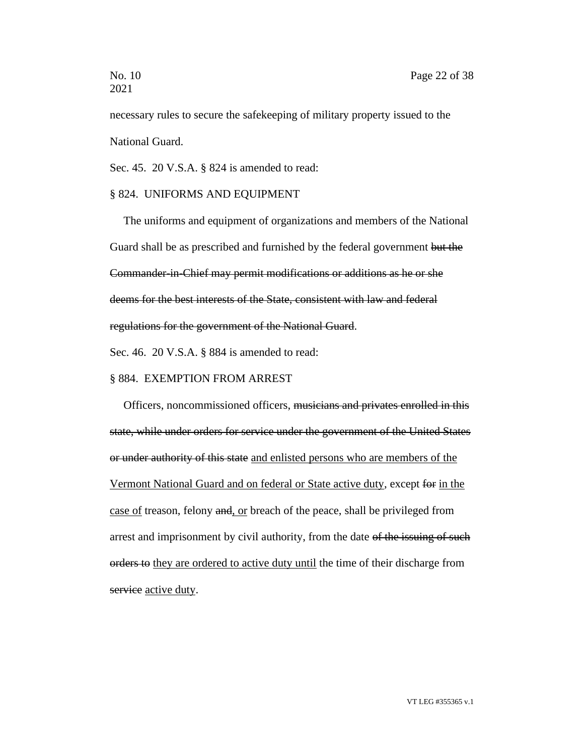necessary rules to secure the safekeeping of military property issued to the National Guard.

Sec. 45. 20 V.S.A. § 824 is amended to read:

§ 824. UNIFORMS AND EQUIPMENT

The uniforms and equipment of organizations and members of the National Guard shall be as prescribed and furnished by the federal government ~~but the Commander-in-Chief may permit modifications or additions as he or she deems for the best interests of the State, consistent with law and federal regulations for the government of the National Guard~~.

Sec. 46. 20 V.S.A. § 884 is amended to read:

§ 884. EXEMPTION FROM ARREST

Officers, noncommissioned officers, ~~musicians and privates enrolled in this state, while under orders for service under the government of the United States or under authority of this state~~ <u>and enlisted persons who are members of the Vermont National Guard and on federal or State active duty</u>, except ~~for~~ <u>in the case of</u> treason, felony ~~and~~<u>, or</u> breach of the peace, shall be privileged from arrest and imprisonment by civil authority, from the date ~~of the issuing of such orders to~~ <u>they are ordered to active duty until</u> the time of their discharge from ~~service~~ <u>active duty</u>.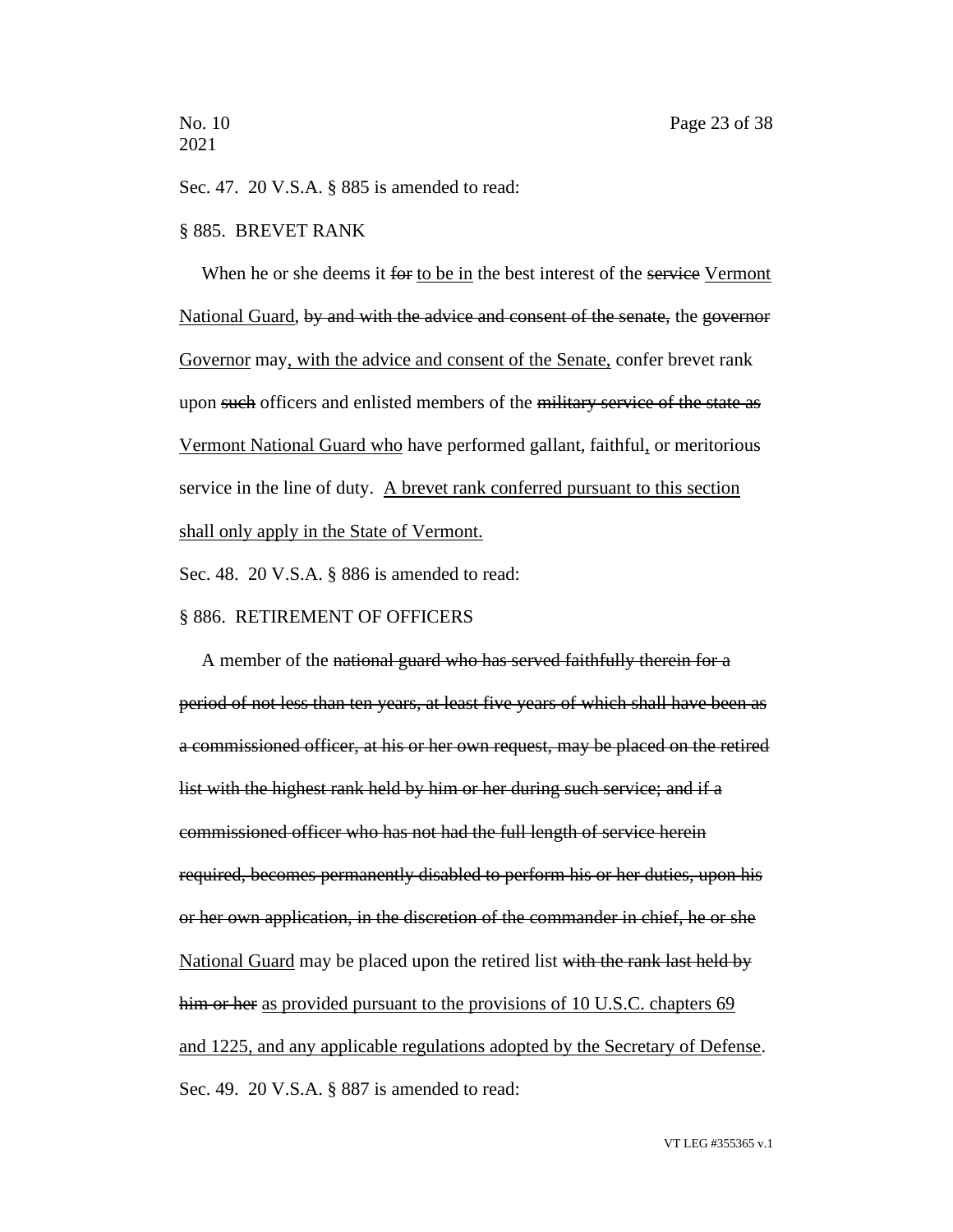Sec. 47. 20 V.S.A. § 885 is amended to read:

§ 885. BREVET RANK

When he or she deems it ~~for~~ <u>to be in</u> the best interest of the ~~service~~ <u>Vermont National Guard</u>, ~~by and with the advice and consent of the senate,~~ the ~~governor~~ <u>Governor</u> may<u>, with the advice and consent of the Senate,</u> confer brevet rank upon ~~such~~ officers and enlisted members of the ~~military service of the state as~~ <u>Vermont National Guard who</u> have performed gallant, faithful<u>,</u> or meritorious service in the line of duty. <u>A brevet rank conferred pursuant to this section shall only apply in the State of Vermont.</u>

Sec. 48. 20 V.S.A. § 886 is amended to read:

§ 886. RETIREMENT OF OFFICERS

A member of the ~~national guard who has served faithfully therein for a period of not less than ten years, at least five years of which shall have been as a commissioned officer, at his or her own request, may be placed on the retired list with the highest rank held by him or her during such service; and if a commissioned officer who has not had the full length of service herein required, becomes permanently disabled to perform his or her duties, upon his or her own application, in the discretion of the commander in chief, he or she~~ <u>National Guard</u> may be placed upon the retired list ~~with the rank last held by him or her~~ <u>as provided pursuant to the provisions of 10 U.S.C. chapters 69 and 1225, and any applicable regulations adopted by the Secretary of Defense</u>.

Sec. 49. 20 V.S.A. § 887 is amended to read: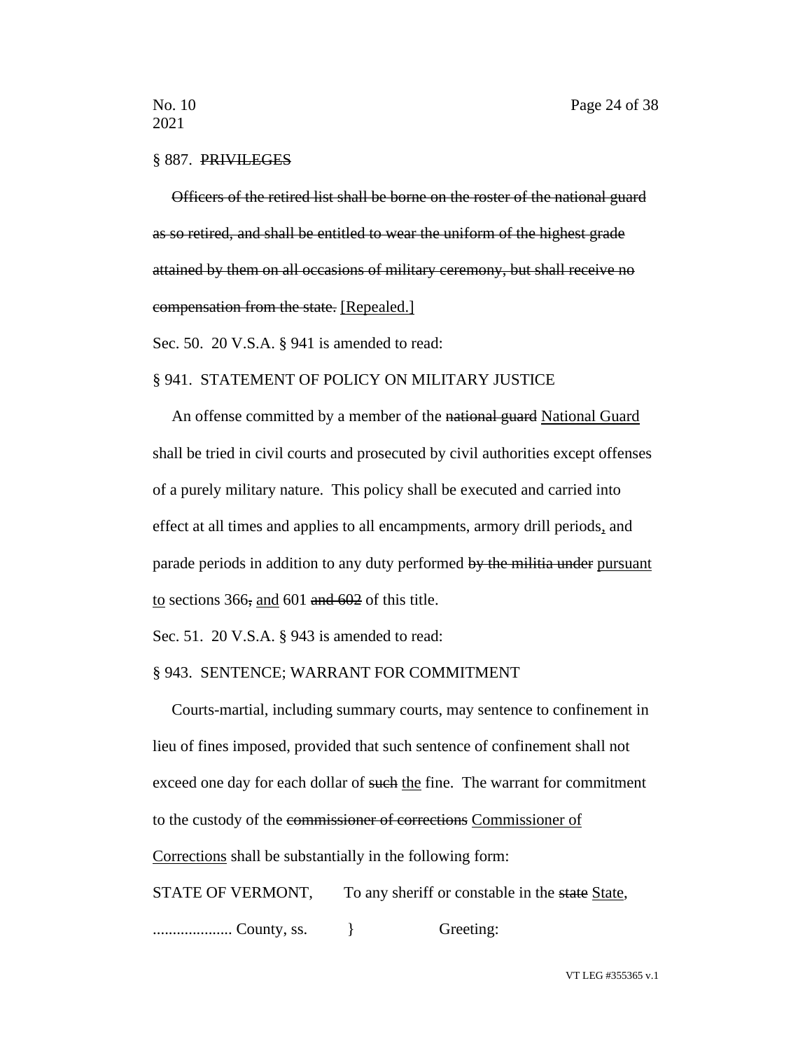§ 887. ~~PRIVILEGES~~

~~Officers of the retired list shall be borne on the roster of the national guard as so retired, and shall be entitled to wear the uniform of the highest grade attained by them on all occasions of military ceremony, but shall receive no compensation from the state.~~ <u>[Repealed.]</u>

Sec. 50. 20 V.S.A. § 941 is amended to read:

§ 941. STATEMENT OF POLICY ON MILITARY JUSTICE

An offense committed by a member of the ~~national guard~~ <u>National Guard</u> shall be tried in civil courts and prosecuted by civil authorities except offenses of a purely military nature. This policy shall be executed and carried into effect at all times and applies to all encampments, armory drill periods<u>,</u> and parade periods in addition to any duty performed ~~by the militia under~~ <u>pursuant to</u> sections 366~~,~~ <u>and</u> 601 ~~and 602~~ of this title.

Sec. 51. 20 V.S.A. § 943 is amended to read:

§ 943. SENTENCE; WARRANT FOR COMMITMENT

Courts-martial, including summary courts, may sentence to confinement in lieu of fines imposed, provided that such sentence of confinement shall not exceed one day for each dollar of ~~such~~ <u>the</u> fine. The warrant for commitment to the custody of the ~~commissioner of corrections~~ <u>Commissioner of Corrections</u> shall be substantially in the following form:

STATE OF VERMONT, To any sheriff or constable in the ~~state~~ <u>State</u>,

.................... County, ss. } Greeting: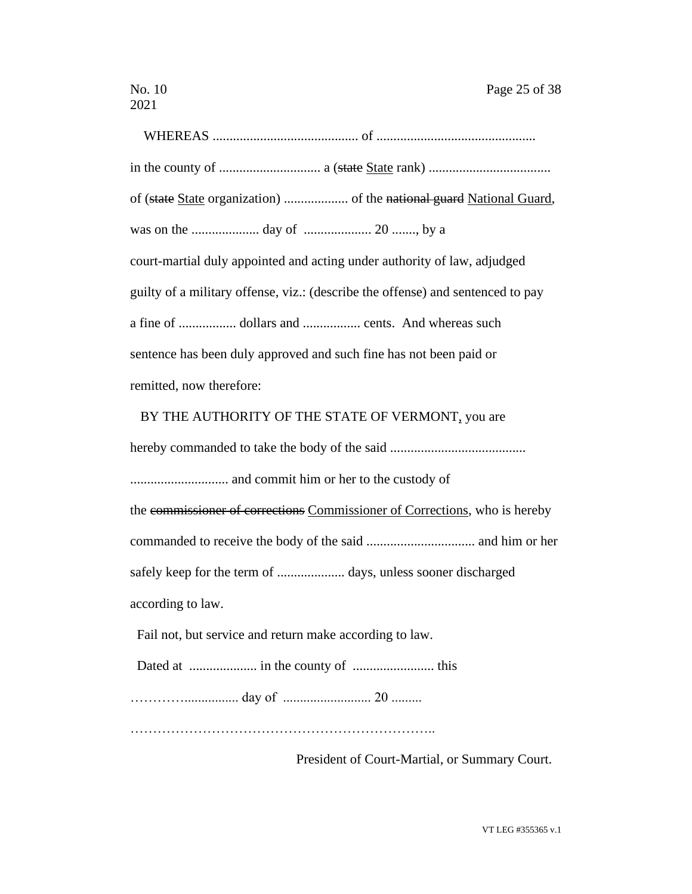WHEREAS ........................................... of ...............................................

in the county of .............................. a (~~state~~ <u>State</u> rank) ....................................

of (~~state~~ <u>State</u> organization) ................... of the ~~national guard~~ <u>National Guard</u>,

was on the .................... day of .................... 20 ......., by a

court-martial duly appointed and acting under authority of law, adjudged guilty of a military offense, viz.: (describe the offense) and sentenced to pay a fine of ................. dollars and ................. cents. And whereas such sentence has been duly approved and such fine has not been paid or remitted, now therefore:

BY THE AUTHORITY OF THE STATE OF VERMONT<u>,</u> you are hereby commanded to take the body of the said ........................................ ............................. and commit him or her to the custody of the ~~commissioner of corrections~~ <u>Commissioner of Corrections</u>, who is hereby commanded to receive the body of the said ................................ and him or her safely keep for the term of .................... days, unless sooner discharged according to law.

Fail not, but service and return make according to law.

Dated at .................... in the county of ........................ this

…………................ day of .......................... 20 .........

…………………………………………………………..

President of Court-Martial, or Summary Court.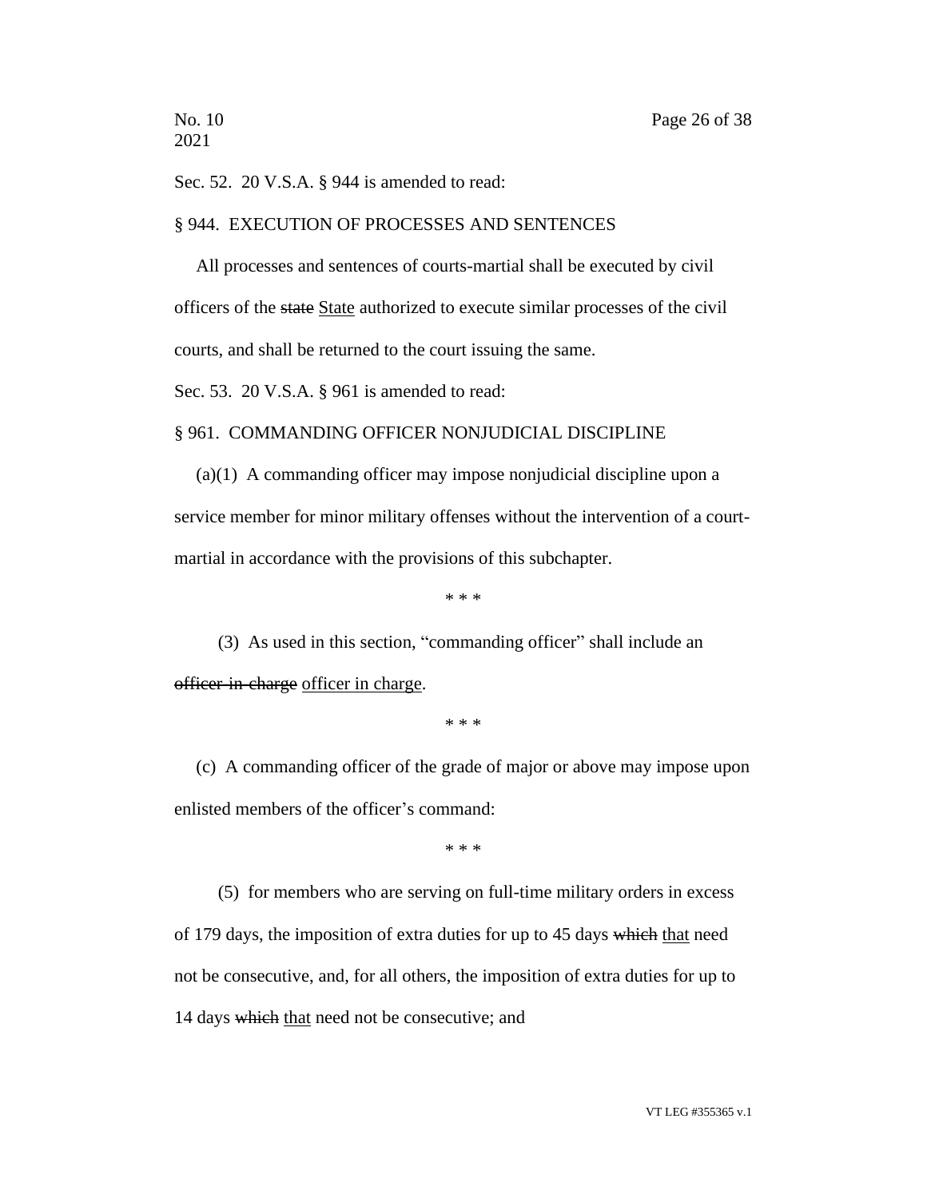Sec. 52. 20 V.S.A. § 944 is amended to read:

§ 944. EXECUTION OF PROCESSES AND SENTENCES

All processes and sentences of courts-martial shall be executed by civil officers of the ~~state~~ <u>State</u> authorized to execute similar processes of the civil courts, and shall be returned to the court issuing the same.

Sec. 53. 20 V.S.A. § 961 is amended to read:

§ 961. COMMANDING OFFICER NONJUDICIAL DISCIPLINE

(a)(1) A commanding officer may impose nonjudicial discipline upon a service member for minor military offenses without the intervention of a court-martial in accordance with the provisions of this subchapter.

\* \* \*

(3) As used in this section, "commanding officer" shall include an ~~officer-in-charge~~ <u>officer in charge</u>.

\* \* \*

(c) A commanding officer of the grade of major or above may impose upon enlisted members of the officer's command:

\* \* \*

(5) for members who are serving on full-time military orders in excess of 179 days, the imposition of extra duties for up to 45 days ~~which~~ <u>that</u> need not be consecutive, and, for all others, the imposition of extra duties for up to 14 days ~~which~~ <u>that</u> need not be consecutive; and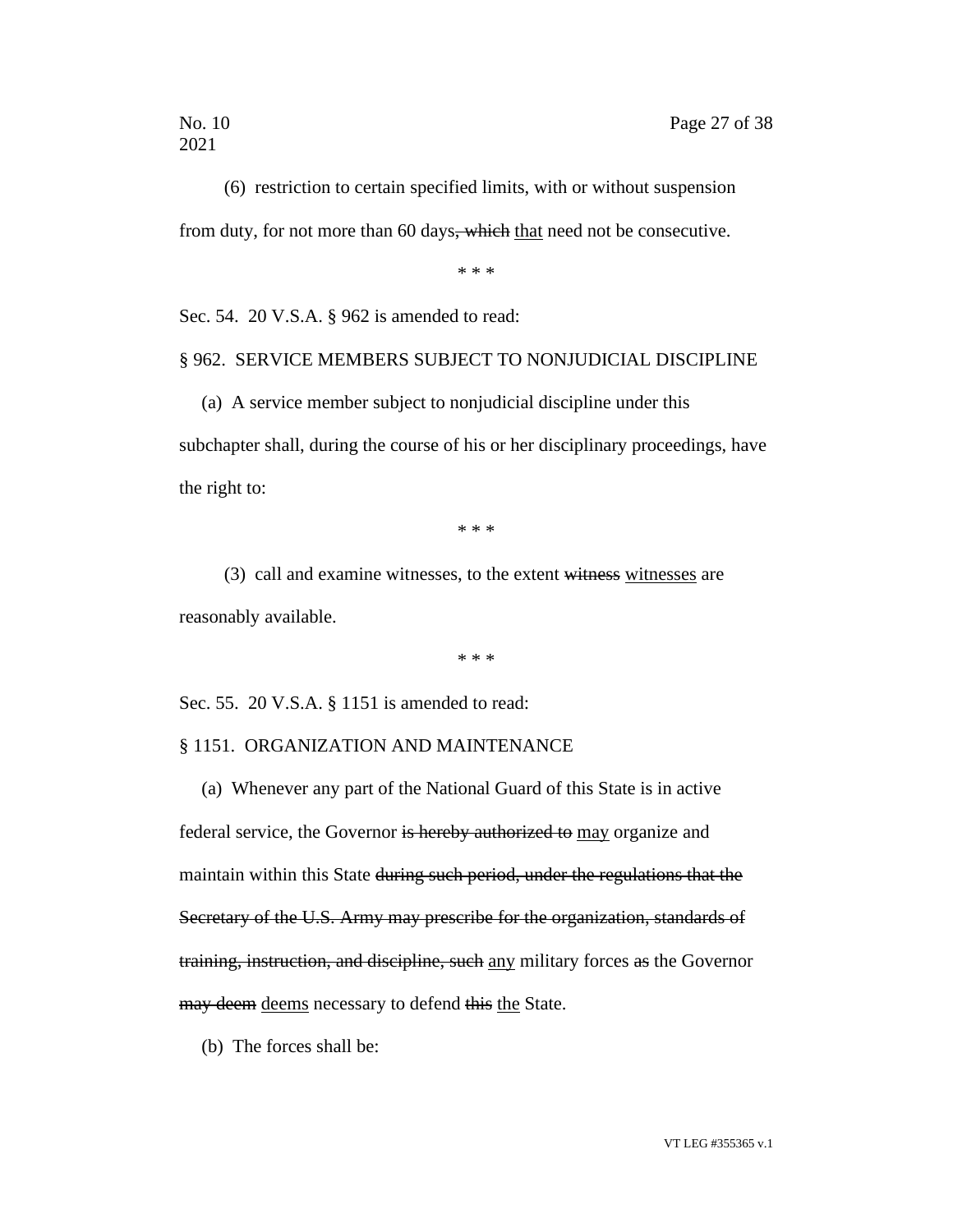(6) restriction to certain specified limits, with or without suspension from duty, for not more than 60 days~~, which~~ that need not be consecutive.

\* \* \*

Sec. 54. 20 V.S.A. § 962 is amended to read:

§ 962. SERVICE MEMBERS SUBJECT TO NONJUDICIAL DISCIPLINE

(a) A service member subject to nonjudicial discipline under this subchapter shall, during the course of his or her disciplinary proceedings, have the right to:

\* \* \*

(3) call and examine witnesses, to the extent ~~witness~~ witnesses are reasonably available.

\* \* \*

Sec. 55. 20 V.S.A. § 1151 is amended to read:

§ 1151. ORGANIZATION AND MAINTENANCE

(a) Whenever any part of the National Guard of this State is in active federal service, the Governor ~~is hereby authorized to~~ may organize and maintain within this State ~~during such period, under the regulations that the Secretary of the U.S. Army may prescribe for the organization, standards of training, instruction, and discipline, such~~ any military forces ~~as~~ the Governor ~~may deem~~ deems necessary to defend ~~this~~ the State.

(b) The forces shall be: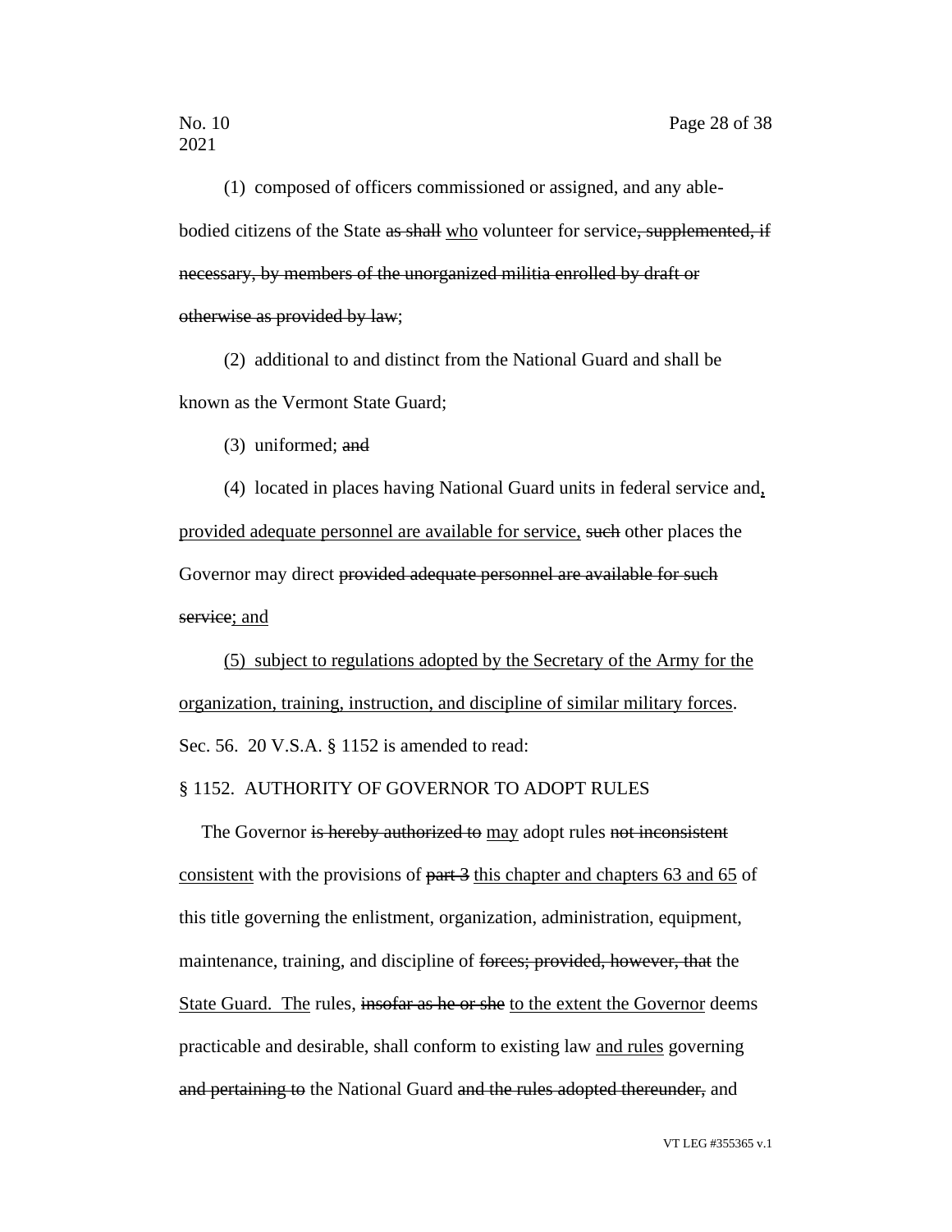(1) composed of officers commissioned or assigned, and any able-bodied citizens of the State ~~as shall~~ <u>who</u> volunteer for service~~, supplemented, if necessary, by members of the unorganized militia enrolled by draft or otherwise as provided by law~~;

(2) additional to and distinct from the National Guard and shall be known as the Vermont State Guard;

(3) uniformed; ~~and~~

(4) located in places having National Guard units in federal service and<u>, provided adequate personnel are available for service,</u> ~~such~~ other places the Governor may direct ~~provided adequate personnel are available for such service~~<u>; and</u>

<u>(5) subject to regulations adopted by the Secretary of the Army for the organization, training, instruction, and discipline of similar military forces</u>.

Sec. 56. 20 V.S.A. § 1152 is amended to read:

§ 1152. AUTHORITY OF GOVERNOR TO ADOPT RULES

The Governor ~~is hereby authorized to~~ <u>may</u> adopt rules ~~not inconsistent~~ <u>consistent</u> with the provisions of ~~part 3~~ <u>this chapter and chapters 63 and 65</u> of this title governing the enlistment, organization, administration, equipment, maintenance, training, and discipline of ~~forces; provided, however, that~~ the <u>State Guard. The</u> rules, ~~insofar as he or she~~ <u>to the extent the Governor</u> deems practicable and desirable, shall conform to existing law <u>and rules</u> governing ~~and pertaining to~~ the National Guard ~~and the rules adopted thereunder,~~ and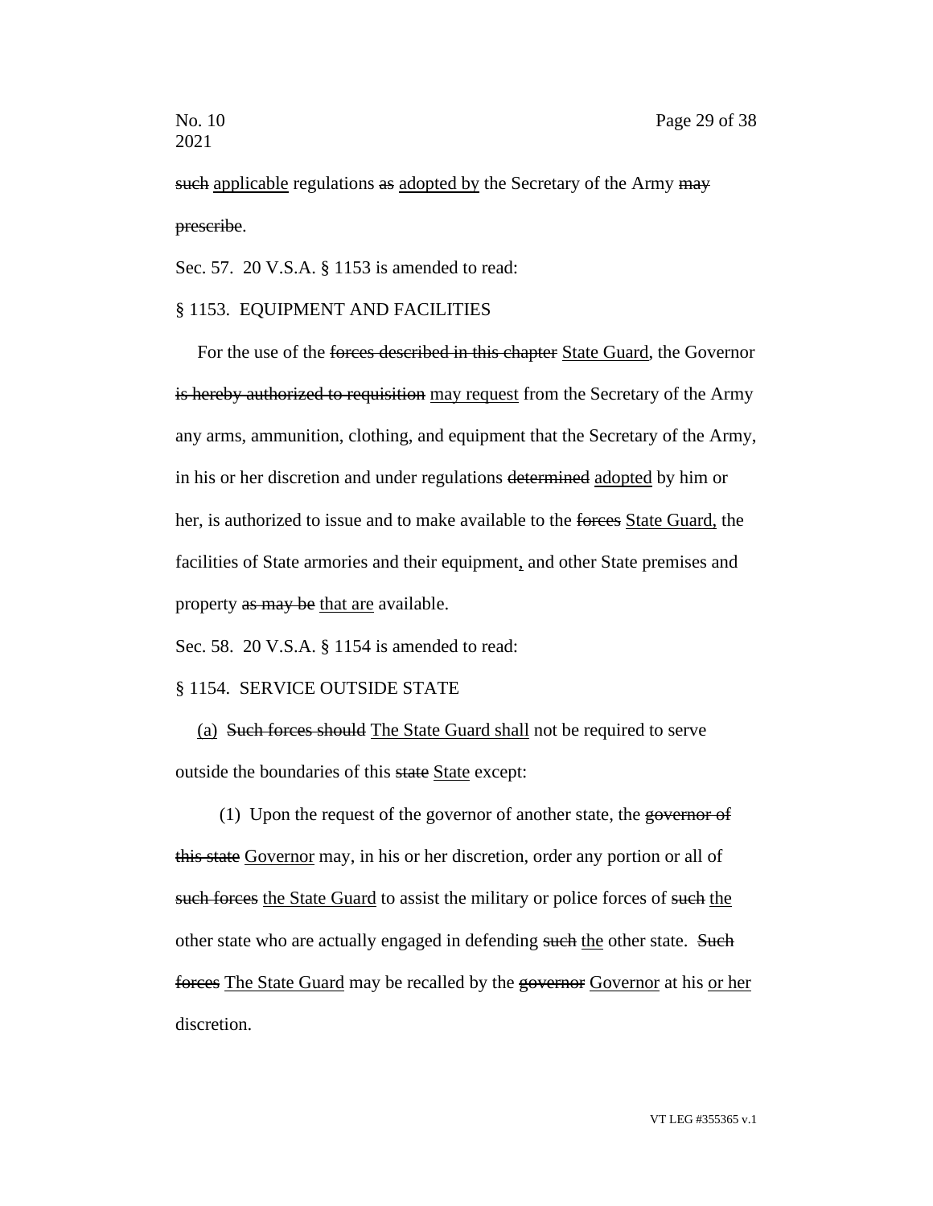~~such~~ applicable regulations ~~as~~ adopted by the Secretary of the Army ~~may prescribe~~.

Sec. 57. 20 V.S.A. § 1153 is amended to read:

§ 1153. EQUIPMENT AND FACILITIES

For the use of the ~~forces described in this chapter~~ State Guard, the Governor ~~is hereby authorized to requisition~~ may request from the Secretary of the Army any arms, ammunition, clothing, and equipment that the Secretary of the Army, in his or her discretion and under regulations ~~determined~~ adopted by him or her, is authorized to issue and to make available to the ~~forces~~ State Guard, the facilities of State armories and their equipment, and other State premises and property ~~as may be~~ that are available.

Sec. 58. 20 V.S.A. § 1154 is amended to read:

§ 1154. SERVICE OUTSIDE STATE

(a) ~~Such forces should~~ The State Guard shall not be required to serve outside the boundaries of this ~~state~~ State except:

(1) Upon the request of the governor of another state, the ~~governor of this state~~ Governor may, in his or her discretion, order any portion or all of ~~such forces~~ the State Guard to assist the military or police forces of ~~such~~ the other state who are actually engaged in defending ~~such~~ the other state. ~~Such forces~~ The State Guard may be recalled by the ~~governor~~ Governor at his or her discretion.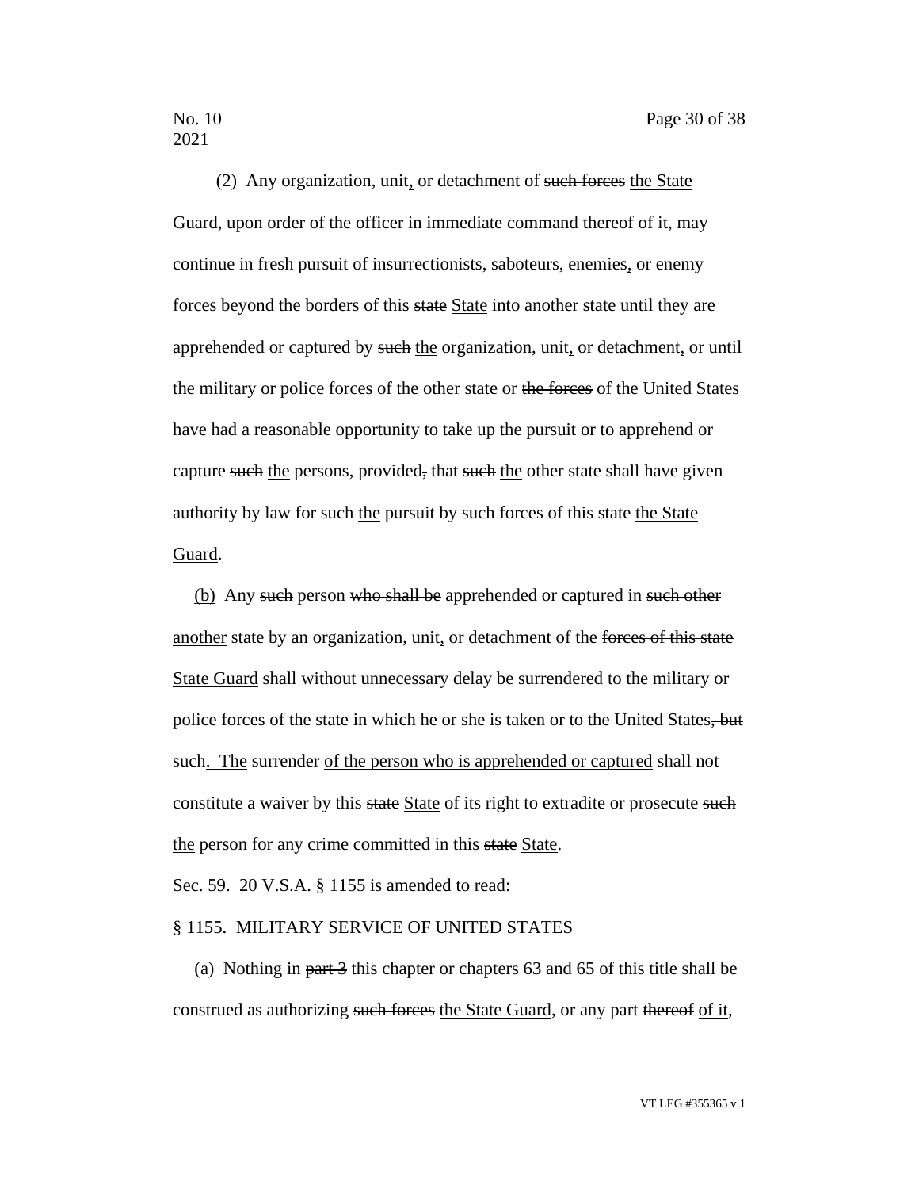(2) Any organization, unit, or detachment of ~~such forces~~ the State Guard, upon order of the officer in immediate command ~~thereof~~ of it, may continue in fresh pursuit of insurrectionists, saboteurs, enemies, or enemy forces beyond the borders of this ~~state~~ State into another state until they are apprehended or captured by ~~such~~ the organization, unit, or detachment, or until the military or police forces of the other state or ~~the forces~~ of the United States have had a reasonable opportunity to take up the pursuit or to apprehend or capture ~~such~~ the persons, provided~~,~~ that ~~such~~ the other state shall have given authority by law for ~~such~~ the pursuit by ~~such forces of this state~~ the State Guard.

(b) Any ~~such~~ person ~~who shall be~~ apprehended or captured in ~~such other~~ another state by an organization, unit, or detachment of the ~~forces of this state~~ State Guard shall without unnecessary delay be surrendered to the military or police forces of the state in which he or she is taken or to the United States~~, but such~~. The surrender of the person who is apprehended or captured shall not constitute a waiver by this ~~state~~ State of its right to extradite or prosecute ~~such~~ the person for any crime committed in this ~~state~~ State.

Sec. 59. 20 V.S.A. § 1155 is amended to read:

§ 1155. MILITARY SERVICE OF UNITED STATES

(a) Nothing in ~~part 3~~ this chapter or chapters 63 and 65 of this title shall be construed as authorizing ~~such forces~~ the State Guard, or any part ~~thereof~~ of it,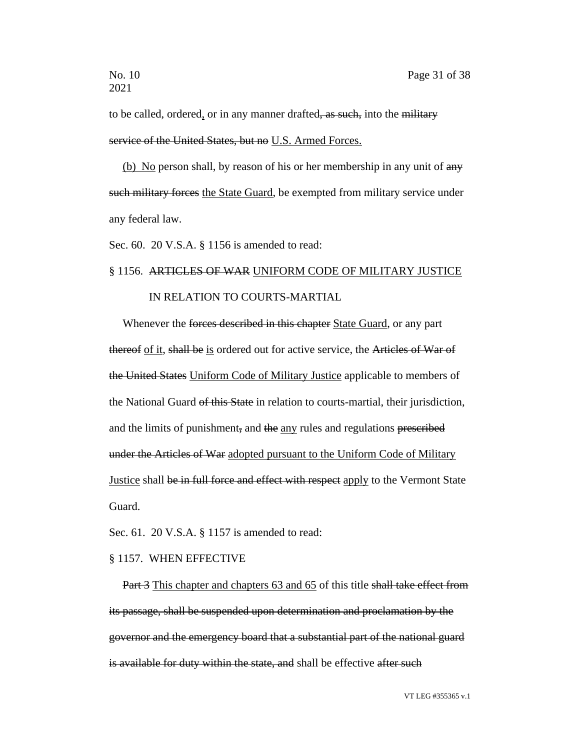to be called, ordered<u>,</u> or in any manner drafted~~, as such,~~ into the ~~military service of the United States, but no~~ <u>U.S. Armed Forces.</u>

<u>(b) No</u> person shall, by reason of his or her membership in any unit of ~~any such military forces~~ <u>the State Guard</u>, be exempted from military service under any federal law.

Sec. 60. 20 V.S.A. § 1156 is amended to read:

§ 1156. ~~ARTICLES OF WAR~~ <u>UNIFORM CODE OF MILITARY JUSTICE</u> IN RELATION TO COURTS-MARTIAL

Whenever the ~~forces described in this chapter~~ <u>State Guard</u>, or any part ~~thereof~~ <u>of it</u>, ~~shall be~~ <u>is</u> ordered out for active service, the ~~Articles of War of the United States~~ <u>Uniform Code of Military Justice</u> applicable to members of the National Guard ~~of this State~~ in relation to courts-martial, their jurisdiction, and the limits of punishment~~,~~ and ~~the~~ <u>any</u> rules and regulations ~~prescribed under the Articles of War~~ <u>adopted pursuant to the Uniform Code of Military Justice</u> shall ~~be in full force and effect with respect~~ <u>apply</u> to the Vermont State Guard.

Sec. 61. 20 V.S.A. § 1157 is amended to read:

§ 1157. WHEN EFFECTIVE

~~Part 3~~ <u>This chapter and chapters 63 and 65</u> of this title ~~shall take effect from its passage, shall be suspended upon determination and proclamation by the governor and the emergency board that a substantial part of the national guard is available for duty within the state, and~~ shall be effective ~~after such~~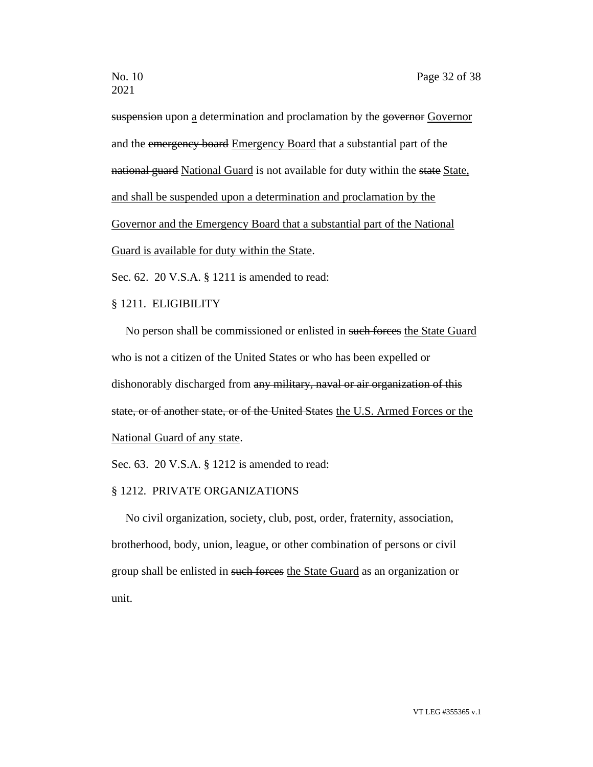~~suspension~~ upon <u>a</u> determination and proclamation by the ~~governor~~ <u>Governor</u> and the ~~emergency board~~ <u>Emergency Board</u> that a substantial part of the ~~national guard~~ <u>National Guard</u> is not available for duty within the ~~state~~ <u>State, and shall be suspended upon a determination and proclamation by the Governor and the Emergency Board that a substantial part of the National Guard is available for duty within the State</u>.

Sec. 62. 20 V.S.A. § 1211 is amended to read:

§ 1211. ELIGIBILITY

No person shall be commissioned or enlisted in ~~such forces~~ <u>the State Guard</u> who is not a citizen of the United States or who has been expelled or dishonorably discharged from ~~any military, naval or air organization of this state, or of another state, or of the United States~~ <u>the U.S. Armed Forces or the National Guard of any state</u>.

Sec. 63. 20 V.S.A. § 1212 is amended to read:

§ 1212. PRIVATE ORGANIZATIONS

No civil organization, society, club, post, order, fraternity, association, brotherhood, body, union, league<u>,</u> or other combination of persons or civil group shall be enlisted in ~~such forces~~ <u>the State Guard</u> as an organization or unit.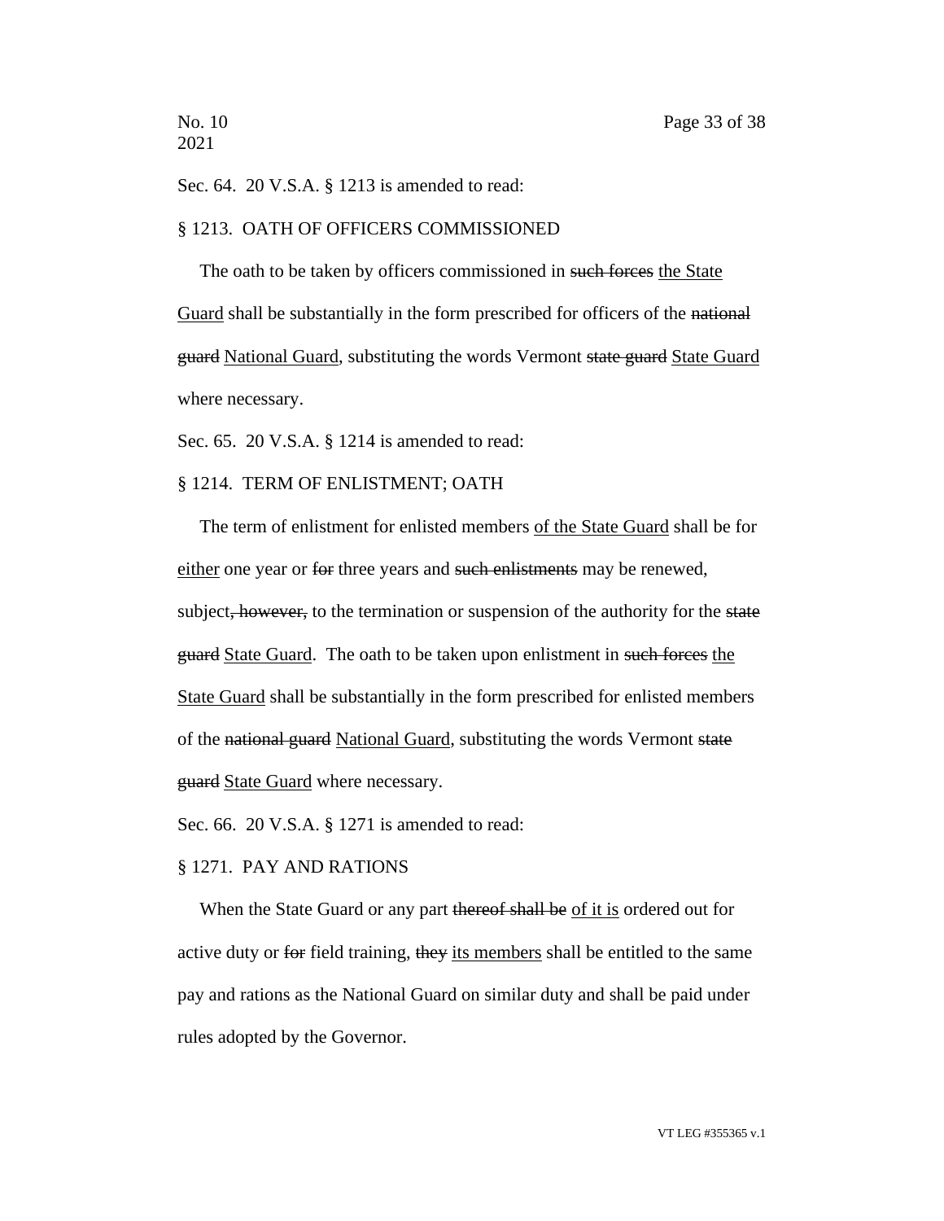Sec. 64. 20 V.S.A. § 1213 is amended to read:

§ 1213. OATH OF OFFICERS COMMISSIONED

The oath to be taken by officers commissioned in ~~such forces~~ <u>the State Guard</u> shall be substantially in the form prescribed for officers of the ~~national guard~~ <u>National Guard</u>, substituting the words Vermont ~~state guard~~ <u>State Guard</u> where necessary.

Sec. 65. 20 V.S.A. § 1214 is amended to read:

§ 1214. TERM OF ENLISTMENT; OATH

The term of enlistment for enlisted members <u>of the State Guard</u> shall be for <u>either</u> one year or ~~for~~ three years and ~~such enlistments~~ may be renewed, subject~~, however,~~ to the termination or suspension of the authority for the ~~state guard~~ <u>State Guard</u>. The oath to be taken upon enlistment in ~~such forces~~ <u>the State Guard</u> shall be substantially in the form prescribed for enlisted members of the ~~national guard~~ <u>National Guard</u>, substituting the words Vermont ~~state guard~~ <u>State Guard</u> where necessary.

Sec. 66. 20 V.S.A. § 1271 is amended to read:

§ 1271. PAY AND RATIONS

When the State Guard or any part ~~thereof shall be~~ <u>of it is</u> ordered out for active duty or ~~for~~ field training, ~~they~~ <u>its members</u> shall be entitled to the same pay and rations as the National Guard on similar duty and shall be paid under rules adopted by the Governor.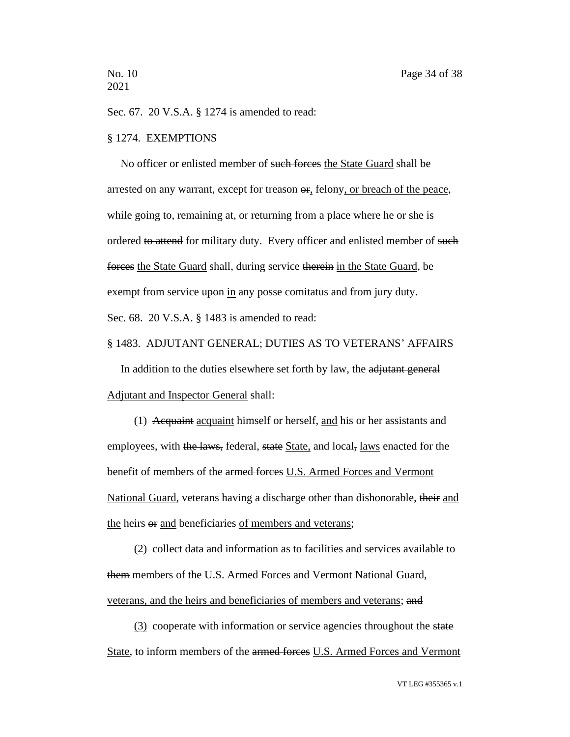Sec. 67. 20 V.S.A. § 1274 is amended to read:

§ 1274. EXEMPTIONS

No officer or enlisted member of ~~such forces~~ <u>the State Guard</u> shall be arrested on any warrant, except for treason ~~or~~<u>,</u> felony<u>, or breach of the peace</u>, while going to, remaining at, or returning from a place where he or she is ordered ~~to attend~~ for military duty. Every officer and enlisted member of ~~such forces~~ <u>the State Guard</u> shall, during service ~~therein~~ <u>in the State Guard</u>, be exempt from service ~~upon~~ <u>in</u> any posse comitatus and from jury duty.

Sec. 68. 20 V.S.A. § 1483 is amended to read:

§ 1483. ADJUTANT GENERAL; DUTIES AS TO VETERANS' AFFAIRS

In addition to the duties elsewhere set forth by law, the ~~adjutant general~~ <u>Adjutant and Inspector General</u> shall:

(1) ~~Acquaint~~ <u>acquaint</u> himself or herself, <u>and</u> his or her assistants and employees, with ~~the laws,~~ federal, ~~state~~ <u>State,</u> and local~~,~~ <u>laws</u> enacted for the benefit of members of the ~~armed forces~~ <u>U.S. Armed Forces and Vermont National Guard</u>, veterans having a discharge other than dishonorable, ~~their~~ <u>and the</u> heirs ~~or~~ <u>and</u> beneficiaries <u>of members and veterans</u>;

<u>(2)</u> collect data and information as to facilities and services available to ~~them~~ <u>members of the U.S. Armed Forces and Vermont National Guard, veterans, and the heirs and beneficiaries of members and veterans</u>; ~~and~~

<u>(3)</u> cooperate with information or service agencies throughout the ~~state~~ <u>State</u>, to inform members of the ~~armed forces~~ <u>U.S. Armed Forces and Vermont</u>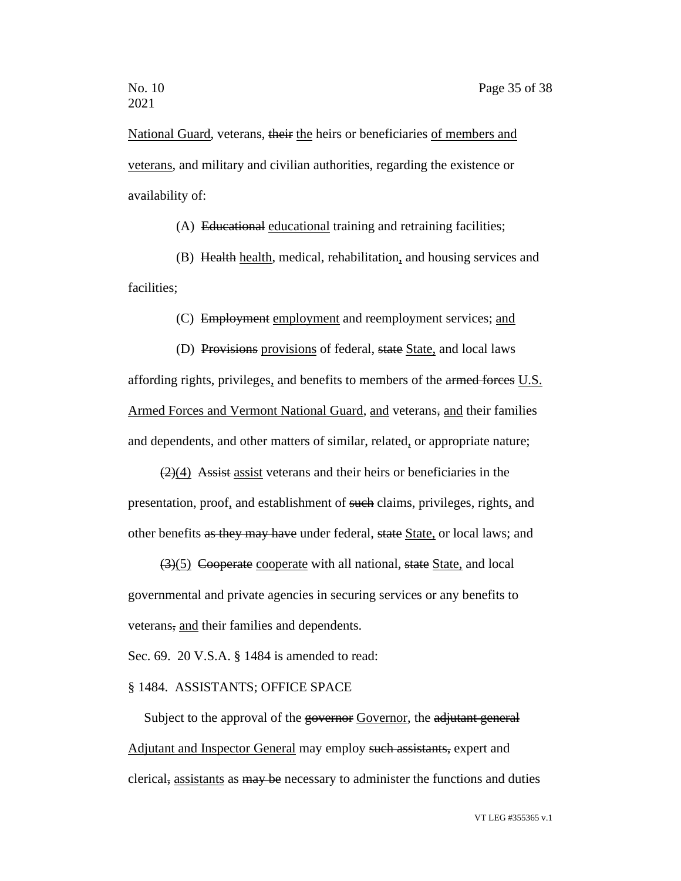<u>National Guard</u>, veterans, ~~their~~ <u>the</u> heirs or beneficiaries <u>of members and veterans</u>, and military and civilian authorities, regarding the existence or availability of:

(A) ~~Educational~~ <u>educational</u> training and retraining facilities;

(B) ~~Health~~ <u>health</u>, medical, rehabilitation<u>,</u> and housing services and facilities;

(C) ~~Employment~~ <u>employment</u> and reemployment services; <u>and</u>

(D) ~~Provisions~~ <u>provisions</u> of federal, ~~state~~ <u>State,</u> and local laws affording rights, privileges<u>,</u> and benefits to members of the ~~armed forces~~ <u>U.S. Armed Forces and Vermont National Guard</u>, <u>and</u> veterans~~,~~ <u>and</u> their families and dependents, and other matters of similar, related<u>,</u> or appropriate nature;

~~(2)~~<u>(4)</u> ~~Assist~~ <u>assist</u> veterans and their heirs or beneficiaries in the presentation, proof<u>,</u> and establishment of ~~such~~ claims, privileges, rights<u>,</u> and other benefits ~~as they may have~~ under federal, ~~state~~ <u>State,</u> or local laws; and

~~(3)~~<u>(5)</u> ~~Cooperate~~ <u>cooperate</u> with all national, ~~state~~ <u>State,</u> and local governmental and private agencies in securing services or any benefits to veterans~~,~~ <u>and</u> their families and dependents.

Sec. 69. 20 V.S.A. § 1484 is amended to read:

§ 1484. ASSISTANTS; OFFICE SPACE

Subject to the approval of the ~~governor~~ <u>Governor</u>, the ~~adjutant general~~ <u>Adjutant and Inspector General</u> may employ ~~such assistants,~~ expert and clerical~~,~~ <u>assistants</u> as ~~may be~~ necessary to administer the functions and duties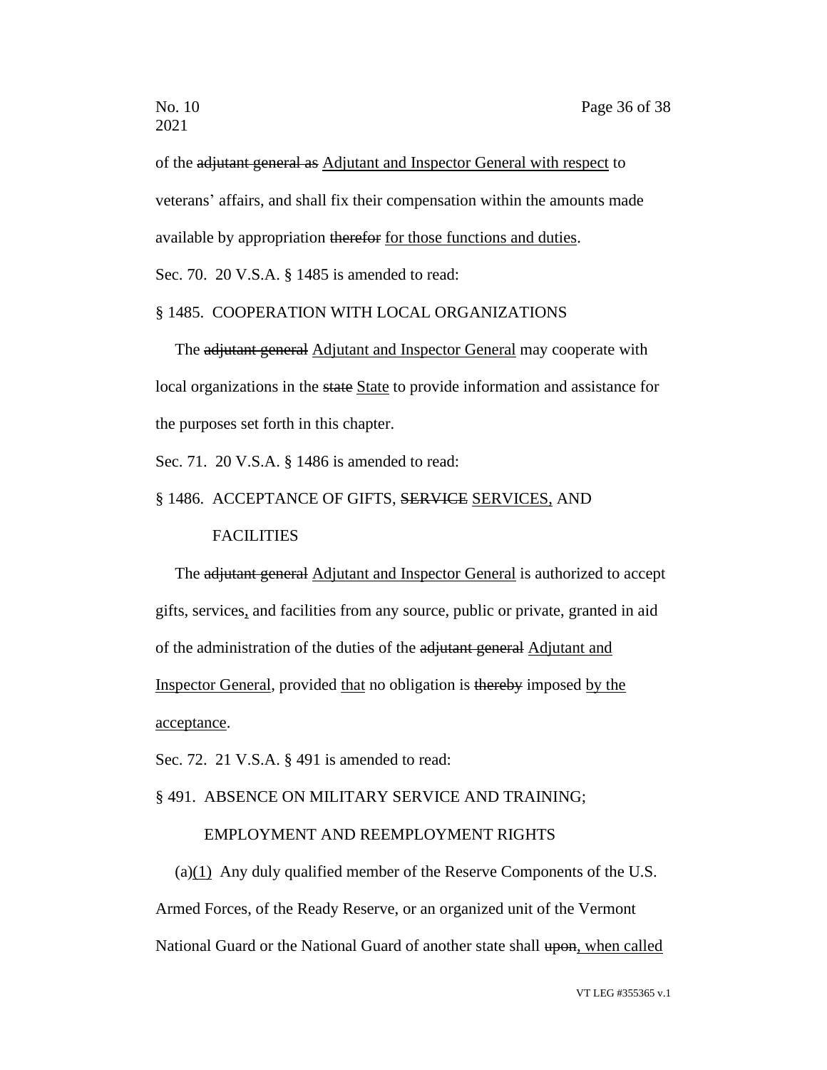of the ~~adjutant general as~~ Adjutant and Inspector General with respect to veterans' affairs, and shall fix their compensation within the amounts made available by appropriation ~~therefor~~ for those functions and duties.

Sec. 70. 20 V.S.A. § 1485 is amended to read:

§ 1485. COOPERATION WITH LOCAL ORGANIZATIONS

The ~~adjutant general~~ Adjutant and Inspector General may cooperate with local organizations in the ~~state~~ State to provide information and assistance for the purposes set forth in this chapter.

Sec. 71. 20 V.S.A. § 1486 is amended to read:

§ 1486. ACCEPTANCE OF GIFTS, ~~SERVICE~~ SERVICES, AND FACILITIES

The ~~adjutant general~~ Adjutant and Inspector General is authorized to accept gifts, services, and facilities from any source, public or private, granted in aid of the administration of the duties of the ~~adjutant general~~ Adjutant and Inspector General, provided that no obligation is ~~thereby~~ imposed by the acceptance.

Sec. 72. 21 V.S.A. § 491 is amended to read:

§ 491. ABSENCE ON MILITARY SERVICE AND TRAINING; EMPLOYMENT AND REEMPLOYMENT RIGHTS

(a)(1) Any duly qualified member of the Reserve Components of the U.S. Armed Forces, of the Ready Reserve, or an organized unit of the Vermont National Guard or the National Guard of another state shall ~~upon~~, when called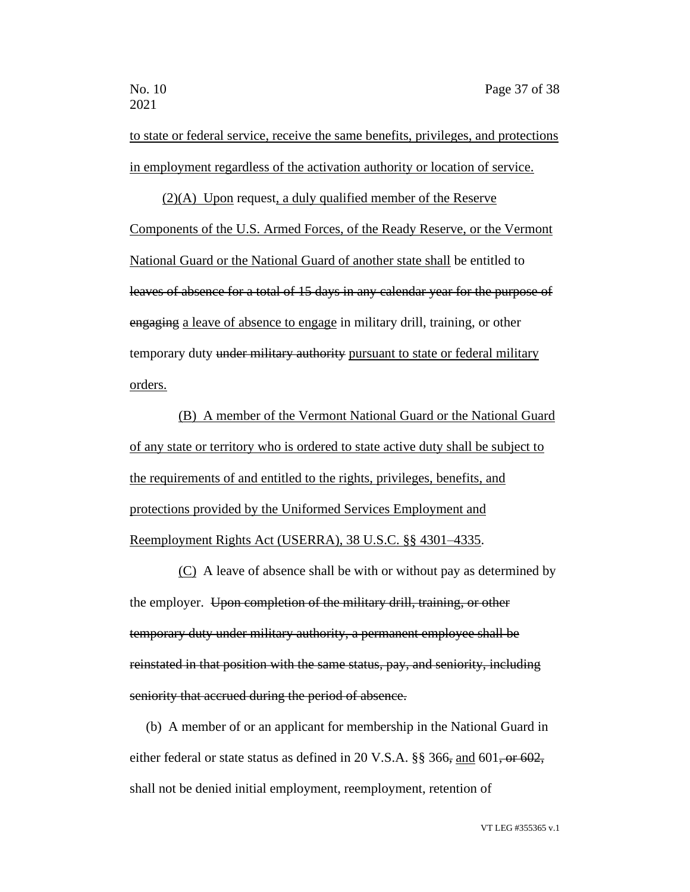<u>to state or federal service, receive the same benefits, privileges, and protections in employment regardless of the activation authority or location of service.</u>

<u>(2)(A) Upon</u> request<u>, a duly qualified member of the Reserve Components of the U.S. Armed Forces, of the Ready Reserve, or the Vermont National Guard or the National Guard of another state shall</u> be entitled to ~~leaves of absence for a total of 15 days in any calendar year for the purpose of engaging~~ <u>a leave of absence to engage</u> in military drill, training, or other temporary duty ~~under military authority~~ <u>pursuant to state or federal military orders.</u>

<u>(B) A member of the Vermont National Guard or the National Guard of any state or territory who is ordered to state active duty shall be subject to the requirements of and entitled to the rights, privileges, benefits, and protections provided by the Uniformed Services Employment and Reemployment Rights Act (USERRA), 38 U.S.C. §§ 4301–4335</u>.

<u>(C)</u> A leave of absence shall be with or without pay as determined by the employer. ~~Upon completion of the military drill, training, or other temporary duty under military authority, a permanent employee shall be reinstated in that position with the same status, pay, and seniority, including seniority that accrued during the period of absence.~~

(b) A member of or an applicant for membership in the National Guard in either federal or state status as defined in 20 V.S.A. §§ 366~~,~~ <u>and</u> 601~~, or 602,~~ shall not be denied initial employment, reemployment, retention of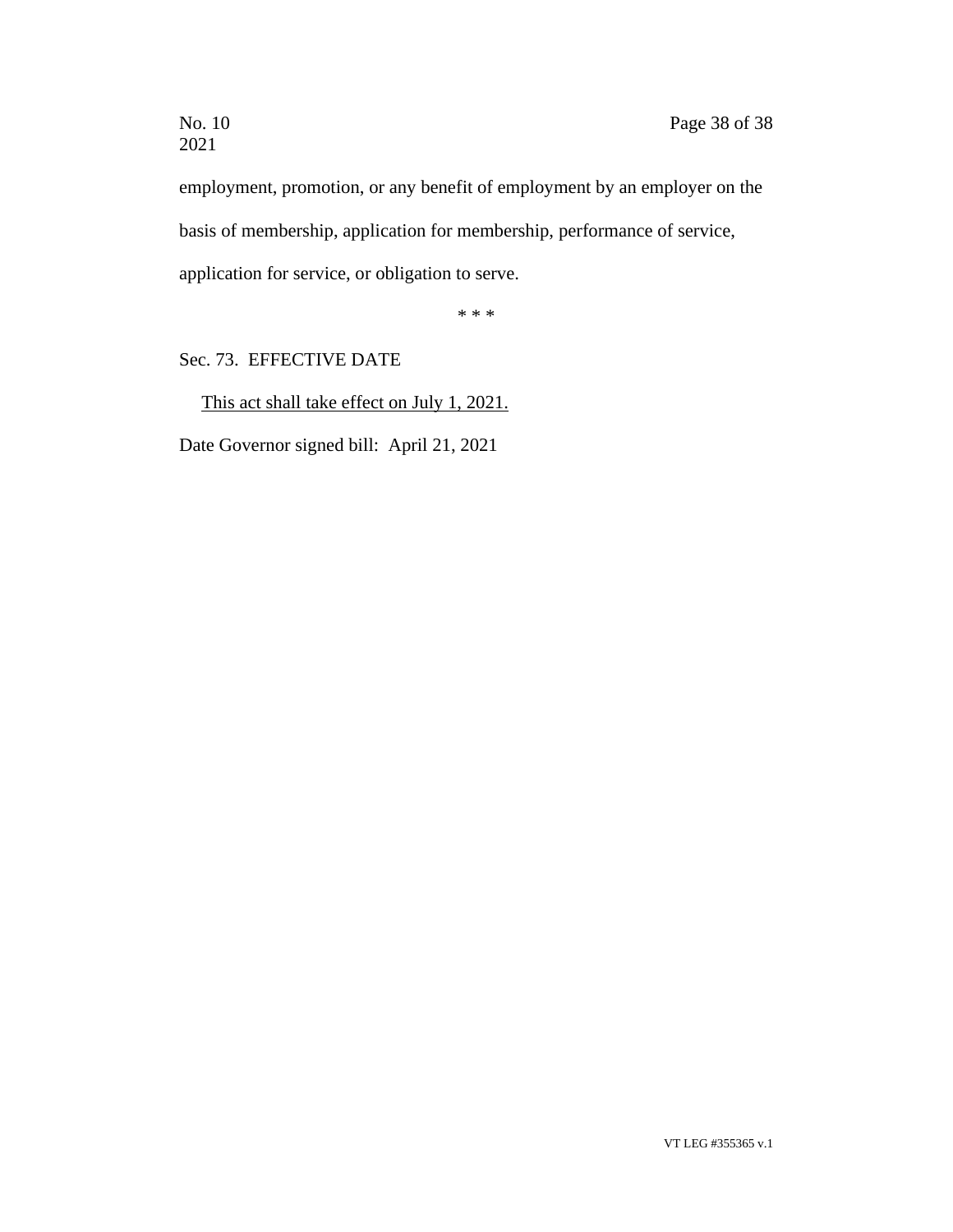employment, promotion, or any benefit of employment by an employer on the basis of membership, application for membership, performance of service, application for service, or obligation to serve.

\* \* \*

Sec. 73. EFFECTIVE DATE

<u>This act shall take effect on July 1, 2021.</u>

Date Governor signed bill: April 21, 2021